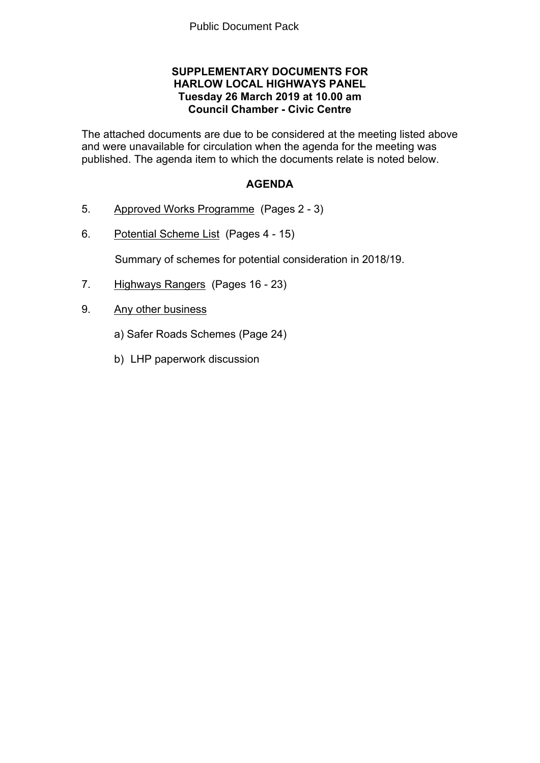Public Document Pack

**SUPPLEMENTARY DOCUMENTS FOR**
**HARLOW LOCAL HIGHWAYS PANEL**
**Tuesday 26 March 2019 at 10.00 am**
**Council Chamber - Civic Centre**

The attached documents are due to be considered at the meeting listed above and were unavailable for circulation when the agenda for the meeting was published. The agenda item to which the documents relate is noted below.

## AGENDA

5. Approved Works Programme (Pages 2 - 3)

6. Potential Scheme List (Pages 4 - 15)

   Summary of schemes for potential consideration in 2018/19.

7. Highways Rangers (Pages 16 - 23)

9. Any other business

   a) Safer Roads Schemes (Page 24)

   b) LHP paperwork discussion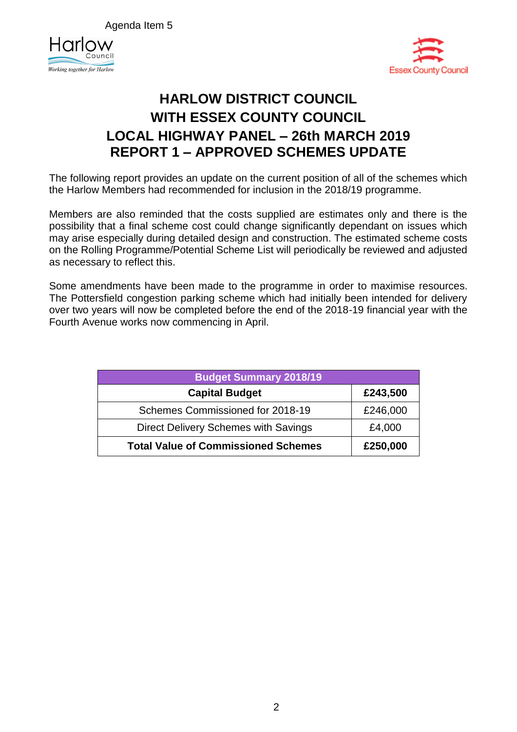Agenda Item 5

# HARLOW DISTRICT COUNCIL
# WITH ESSEX COUNTY COUNCIL
# LOCAL HIGHWAY PANEL – 26th MARCH 2019
# REPORT 1 – APPROVED SCHEMES UPDATE

The following report provides an update on the current position of all of the schemes which the Harlow Members had recommended for inclusion in the 2018/19 programme.

Members are also reminded that the costs supplied are estimates only and there is the possibility that a final scheme cost could change significantly dependant on issues which may arise especially during detailed design and construction. The estimated scheme costs on the Rolling Programme/Potential Scheme List will periodically be reviewed and adjusted as necessary to reflect this.

Some amendments have been made to the programme in order to maximise resources. The Pottersfield congestion parking scheme which had initially been intended for delivery over two years will now be completed before the end of the 2018-19 financial year with the Fourth Avenue works now commencing in April.

| Budget Summary 2018/19 | |
|---|---|
| **Capital Budget** | **£243,500** |
| Schemes Commissioned for 2018-19 | £246,000 |
| Direct Delivery Schemes with Savings | £4,000 |
| **Total Value of Commissioned Schemes** | **£250,000** |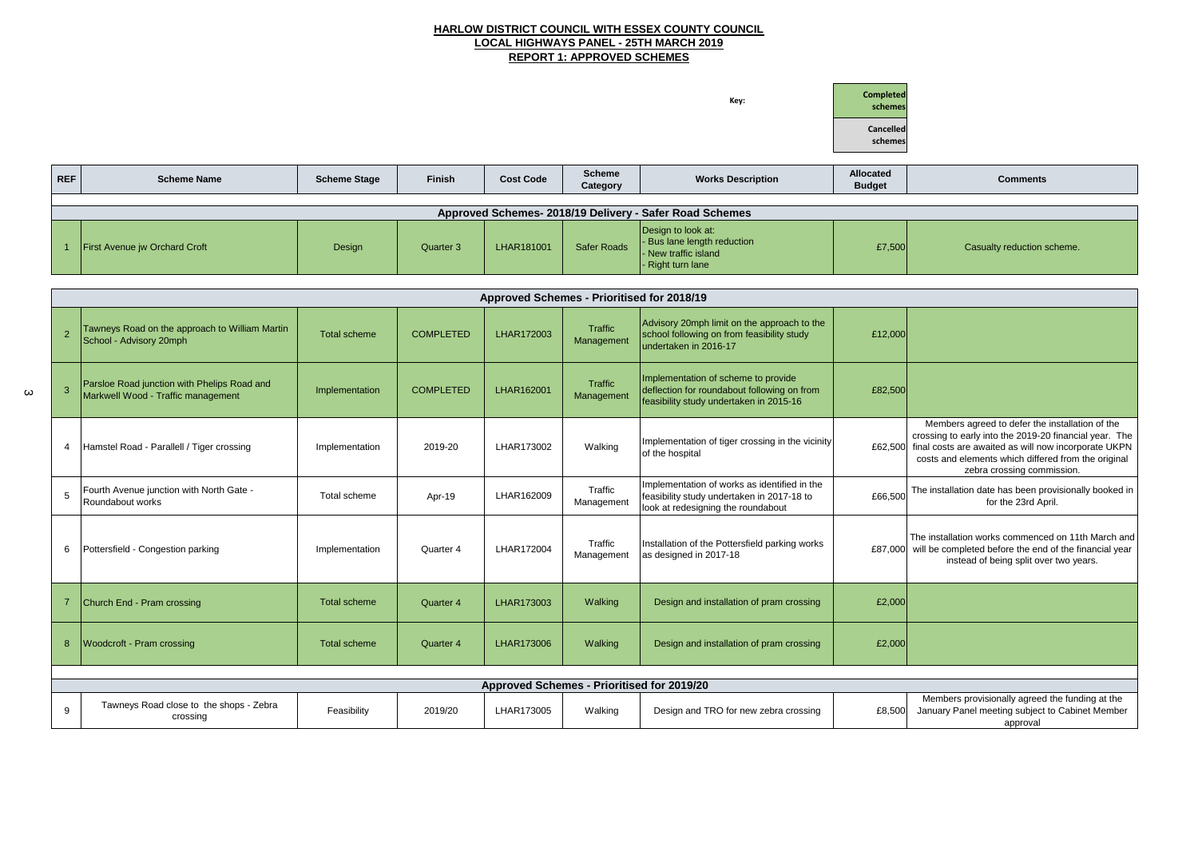**HARLOW DISTRICT COUNCIL WITH ESSEX COUNTY COUNCIL**
**LOCAL HIGHWAYS PANEL - 25TH MARCH 2019**
**REPORT 1: APPROVED SCHEMES**

Key: Completed schemes | Cancelled schemes

| REF | Scheme Name | Scheme Stage | Finish | Cost Code | Scheme Category | Works Description | Allocated Budget | Comments |
|---|---|---|---|---|---|---|---|---|
| **Approved Schemes- 2018/19 Delivery - Safer Road Schemes** | | | | | | | | |
| 1 | First Avenue jw Orchard Croft | Design | Quarter 3 | LHAR181001 | Safer Roads | Design to look at:<br>- Bus lane length reduction<br>- New traffic island<br>- Right turn lane | £7,500 | Casualty reduction scheme. |
| **Approved Schemes - Prioritised for 2018/19** | | | | | | | | |
| 2 | Tawneys Road on the approach to William Martin School - Advisory 20mph | Total scheme | COMPLETED | LHAR172003 | Traffic Management | Advisory 20mph limit on the approach to the school following on from feasibility study undertaken in 2016-17 | £12,000 | |
| 3 | Parsloe Road junction with Phelips Road and Markwell Wood - Traffic management | Implementation | COMPLETED | LHAR162001 | Traffic Management | Implementation of scheme to provide deflection for roundabout following on from feasibility study undertaken in 2015-16 | £82,500 | |
| 4 | Hamstel Road - Parallell / Tiger crossing | Implementation | 2019-20 | LHAR173002 | Walking | Implementation of tiger crossing in the vicinity of the hospital | £62,500 | Members agreed to defer the installation of the crossing to early into the 2019-20 financial year. The final costs are awaited as will now incorporate UKPN costs and elements which differed from the original zebra crossing commission. |
| 5 | Fourth Avenue junction with North Gate - Roundabout works | Total scheme | Apr-19 | LHAR162009 | Traffic Management | Implementation of works as identified in the feasibility study undertaken in 2017-18 to look at redesigning the roundabout | £66,500 | The installation date has been provisionally booked in for the 23rd April. |
| 6 | Pottersfield - Congestion parking | Implementation | Quarter 4 | LHAR172004 | Traffic Management | Installation of the Pottersfield parking works as designed in 2017-18 | £87,000 | The installation works commenced on 11th March and will be completed before the end of the financial year instead of being split over two years. |
| 7 | Church End - Pram crossing | Total scheme | Quarter 4 | LHAR173003 | Walking | Design and installation of pram crossing | £2,000 | |
| 8 | Woodcroft - Pram crossing | Total scheme | Quarter 4 | LHAR173006 | Walking | Design and installation of pram crossing | £2,000 | |
| **Approved Schemes - Prioritised for 2019/20** | | | | | | | | |
| 9 | Tawneys Road close to the shops - Zebra crossing | Feasibility | 2019/20 | LHAR173005 | Walking | Design and TRO for new zebra crossing | £8,500 | Members provisionally agreed the funding at the January Panel meeting subject to Cabinet Member approval |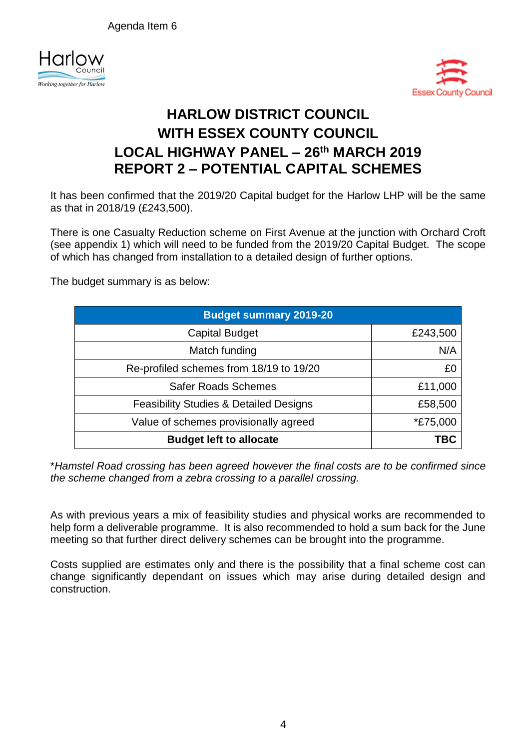Agenda Item 6

# HARLOW DISTRICT COUNCIL
# WITH ESSEX COUNTY COUNCIL
# LOCAL HIGHWAY PANEL – 26th MARCH 2019
# REPORT 2 – POTENTIAL CAPITAL SCHEMES

It has been confirmed that the 2019/20 Capital budget for the Harlow LHP will be the same as that in 2018/19 (£243,500).

There is one Casualty Reduction scheme on First Avenue at the junction with Orchard Croft (see appendix 1) which will need to be funded from the 2019/20 Capital Budget. The scope of which has changed from installation to a detailed design of further options.

The budget summary is as below:

| Budget summary 2019-20 | |
|---|---|
| Capital Budget | £243,500 |
| Match funding | N/A |
| Re-profiled schemes from 18/19 to 19/20 | £0 |
| Safer Roads Schemes | £11,000 |
| Feasibility Studies & Detailed Designs | £58,500 |
| Value of schemes provisionally agreed | *£75,000 |
| **Budget left to allocate** | **TBC** |

**\***_Hamstel Road crossing has been agreed however the final costs are to be confirmed since the scheme changed from a zebra crossing to a parallel crossing._

As with previous years a mix of feasibility studies and physical works are recommended to help form a deliverable programme. It is also recommended to hold a sum back for the June meeting so that further direct delivery schemes can be brought into the programme.

Costs supplied are estimates only and there is the possibility that a final scheme cost can change significantly dependant on issues which may arise during detailed design and construction.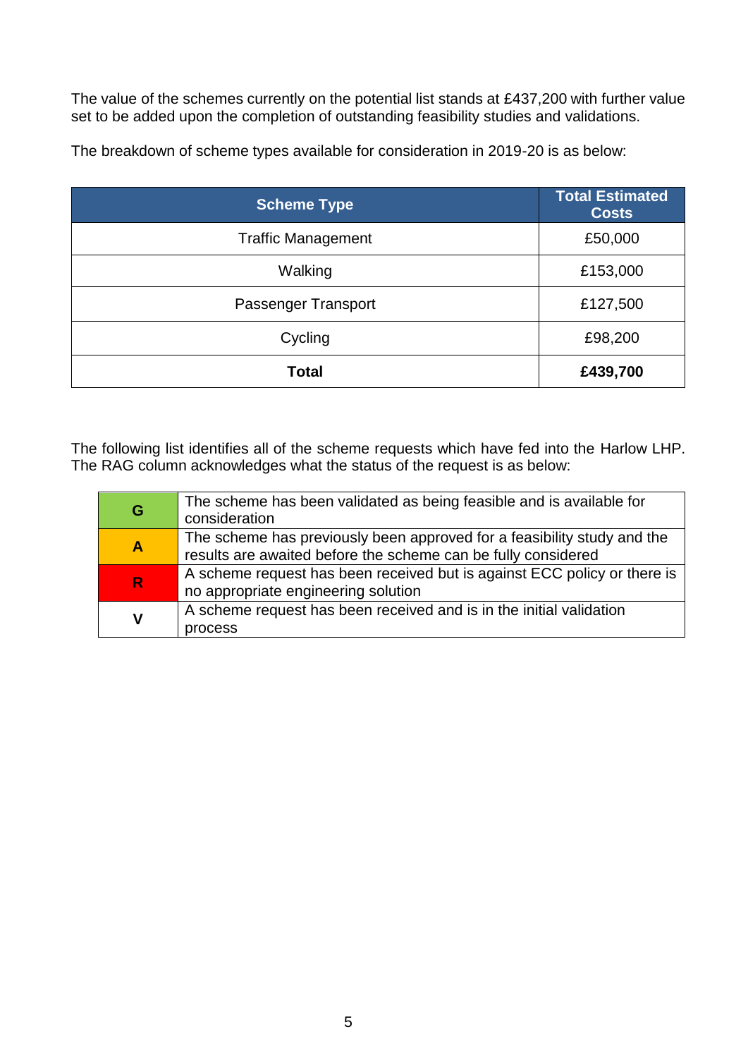The value of the schemes currently on the potential list stands at £437,200 with further value set to be added upon the completion of outstanding feasibility studies and validations.

The breakdown of scheme types available for consideration in 2019-20 is as below:

| Scheme Type | Total Estimated Costs |
|---|---|
| Traffic Management | £50,000 |
| Walking | £153,000 |
| Passenger Transport | £127,500 |
| Cycling | £98,200 |
| **Total** | **£439,700** |

The following list identifies all of the scheme requests which have fed into the Harlow LHP. The RAG column acknowledges what the status of the request is as below:

| | |
|---|---|
| **G** | The scheme has been validated as being feasible and is available for consideration |
| **A** | The scheme has previously been approved for a feasibility study and the results are awaited before the scheme can be fully considered |
| **R** | A scheme request has been received but is against ECC policy or there is no appropriate engineering solution |
| **V** | A scheme request has been received and is in the initial validation process |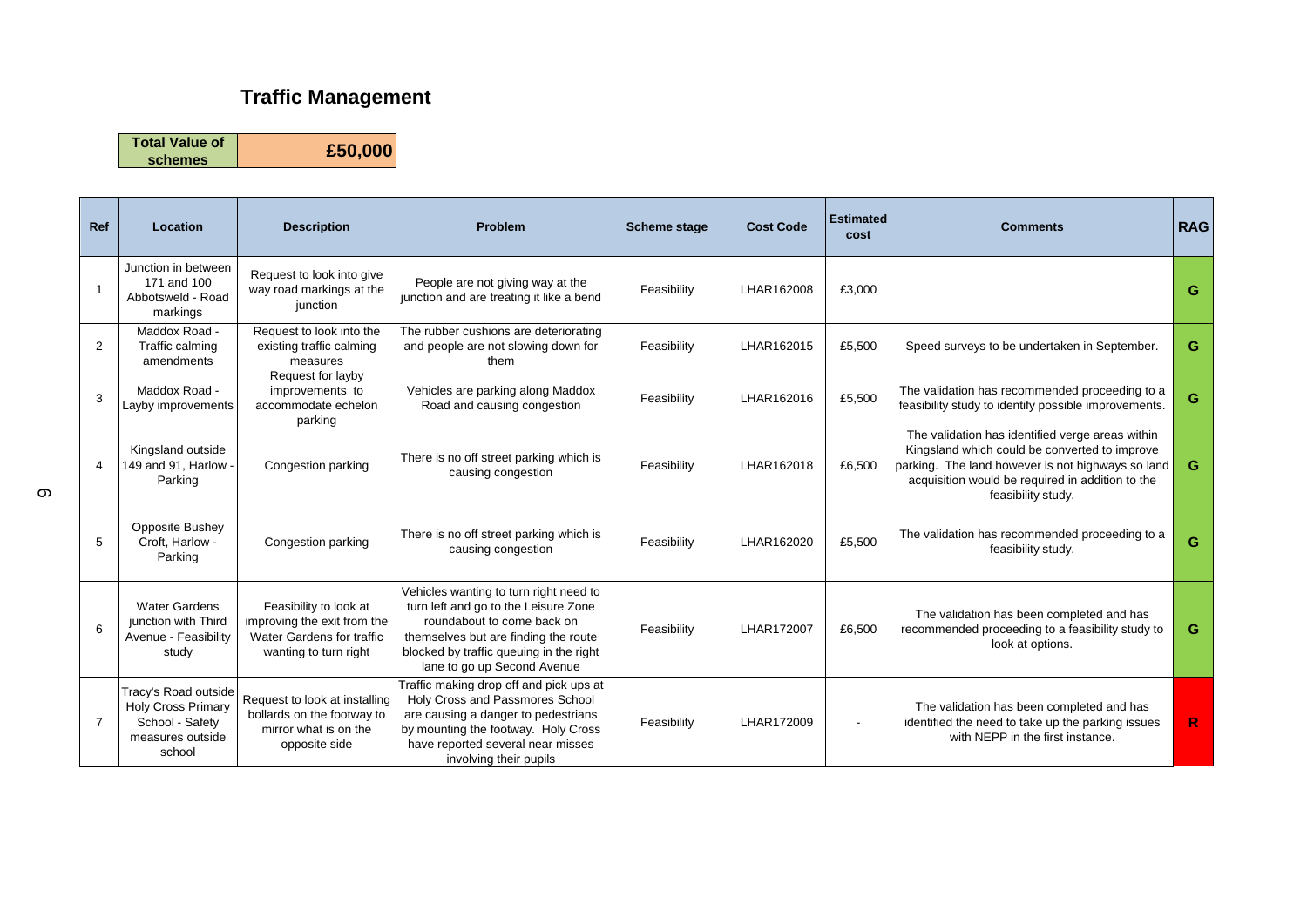# Traffic Management

| Total Value of schemes | £50,000 |
|---|---|

| Ref | Location | Description | Problem | Scheme stage | Cost Code | Estimated cost | Comments | RAG |
|---|---|---|---|---|---|---|---|---|
| 1 | Junction in between 171 and 100 Abbotsweld - Road markings | Request to look into give way road markings at the junction | People are not giving way at the junction and are treating it like a bend | Feasibility | LHAR162008 | £3,000 | | G |
| 2 | Maddox Road - Traffic calming amendments | Request to look into the existing traffic calming measures | The rubber cushions are deteriorating and people are not slowing down for them | Feasibility | LHAR162015 | £5,500 | Speed surveys to be undertaken in September. | G |
| 3 | Maddox Road - Layby improvements | Request for layby improvements to accommodate echelon parking | Vehicles are parking along Maddox Road and causing congestion | Feasibility | LHAR162016 | £5,500 | The validation has recommended proceeding to a feasibility study to identify possible improvements. | G |
| 4 | Kingsland outside 149 and 91, Harlow - Parking | Congestion parking | There is no off street parking which is causing congestion | Feasibility | LHAR162018 | £6,500 | The validation has identified verge areas within Kingsland which could be converted to improve parking. The land however is not highways so land acquisition would be required in addition to the feasibility study. | G |
| 5 | Opposite Bushey Croft, Harlow - Parking | Congestion parking | There is no off street parking which is causing congestion | Feasibility | LHAR162020 | £5,500 | The validation has recommended proceeding to a feasibility study. | G |
| 6 | Water Gardens junction with Third Avenue - Feasibility study | Feasibility to look at improving the exit from the Water Gardens for traffic wanting to turn right | Vehicles wanting to turn right need to turn left and go to the Leisure Zone roundabout to come back on themselves but are finding the route blocked by traffic queuing in the right lane to go up Second Avenue | Feasibility | LHAR172007 | £6,500 | The validation has been completed and has recommended proceeding to a feasibility study to look at options. | G |
| 7 | Tracy's Road outside Holy Cross Primary School - Safety measures outside school | Request to look at installing bollards on the footway to mirror what is on the opposite side | Traffic making drop off and pick ups at Holy Cross and Passmores School are causing a danger to pedestrians by mounting the footway. Holy Cross have reported several near misses involving their pupils | Feasibility | LHAR172009 | - | The validation has been completed and has identified the need to take up the parking issues with NEPP in the first instance. | R |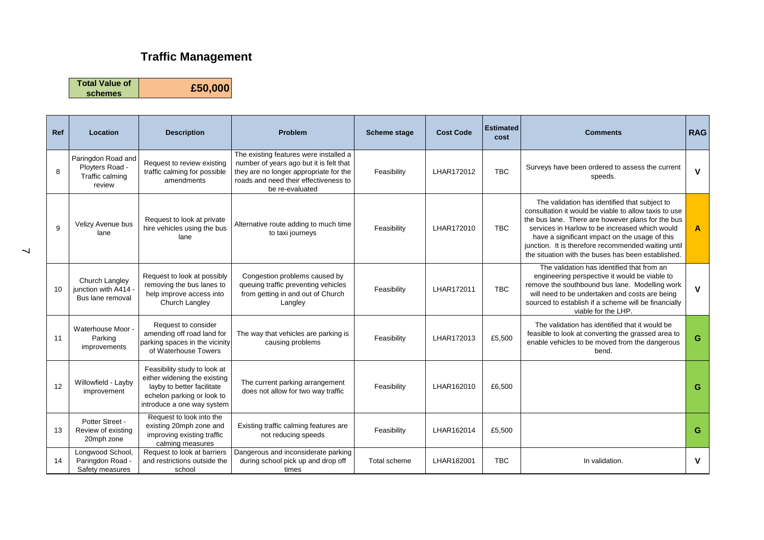## Traffic Management

| Total Value of schemes | £50,000 |
|---|---|

| Ref | Location | Description | Problem | Scheme stage | Cost Code | Estimated cost | Comments | RAG |
|---|---|---|---|---|---|---|---|---|
| 8 | Paringdon Road and Ployters Road - Traffic calming review | Request to review existing traffic calming for possible amendments | The existing features were installed a number of years ago but it is felt that they are no longer appropriate for the roads and need their effectiveness to be re-evaluated | Feasibility | LHAR172012 | TBC | Surveys have been ordered to assess the current speeds. | V |
| 9 | Velizy Avenue bus lane | Request to look at private hire vehicles using the bus lane | Alternative route adding to much time to taxi journeys | Feasibility | LHAR172010 | TBC | The validation has identified that subject to consultation it would be viable to allow taxis to use the bus lane. There are however plans for the bus services in Harlow to be increased which would have a significant impact on the usage of this junction. It is therefore recommended waiting until the situation with the buses has been established. | A |
| 10 | Church Langley junction with A414 - Bus lane removal | Request to look at possibly removing the bus lanes to help improve access into Church Langley | Congestion problems caused by queuing traffic preventing vehicles from getting in and out of Church Langley | Feasibility | LHAR172011 | TBC | The validation has identified that from an engineering perspective it would be viable to remove the southbound bus lane. Modelling work will need to be undertaken and costs are being sourced to establish if a scheme will be financially viable for the LHP. | V |
| 11 | Waterhouse Moor - Parking improvements | Request to consider amending off road land for parking spaces in the vicinity of Waterhouse Towers | The way that vehicles are parking is causing problems | Feasibility | LHAR172013 | £5,500 | The validation has identified that it would be feasible to look at converting the grassed area to enable vehicles to be moved from the dangerous bend. | G |
| 12 | Willowfield - Layby improvement | Feasibility study to look at either widening the existing layby to better facilitate echelon parking or look to introduce a one way system | The current parking arrangement does not allow for two way traffic | Feasibility | LHAR162010 | £6,500 | | G |
| 13 | Potter Street - Review of existing 20mph zone | Request to look into the existing 20mph zone and improving existing traffic calming measures | Existing traffic calming features are not reducing speeds | Feasibility | LHAR162014 | £5,500 | | G |
| 14 | Longwood School, Paringdon Road - Safety measures | Request to look at barriers and restrictions outside the school | Dangerous and inconsiderate parking during school pick up and drop off times | Total scheme | LHAR182001 | TBC | In validation. | V |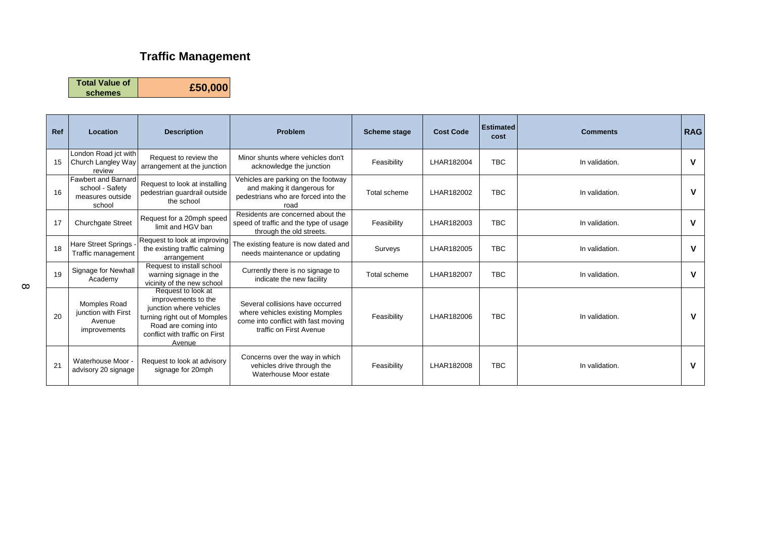## Traffic Management

| Total Value of schemes | £50,000 |
|---|---|

| Ref | Location | Description | Problem | Scheme stage | Cost Code | Estimated cost | Comments | RAG |
|---|---|---|---|---|---|---|---|---|
| 15 | London Road jct with Church Langley Way review | Request to review the arrangement at the junction | Minor shunts where vehicles don't acknowledge the junction | Feasibility | LHAR182004 | TBC | In validation. | V |
| 16 | Fawbert and Barnard school - Safety measures outside school | Request to look at installing pedestrian guardrail outside the school | Vehicles are parking on the footway and making it dangerous for pedestrians who are forced into the road | Total scheme | LHAR182002 | TBC | In validation. | V |
| 17 | Churchgate Street | Request for a 20mph speed limit and HGV ban | Residents are concerned about the speed of traffic and the type of usage through the old streets. | Feasibility | LHAR182003 | TBC | In validation. | V |
| 18 | Hare Street Springs - Traffic management | Request to look at improving the existing traffic calming arrangement | The existing feature is now dated and needs maintenance or updating | Surveys | LHAR182005 | TBC | In validation. | V |
| 19 | Signage for Newhall Academy | Request to install school warning signage in the vicinity of the new school | Currently there is no signage to indicate the new facility | Total scheme | LHAR182007 | TBC | In validation. | V |
| 20 | Momples Road junction with First Avenue improvements | Request to look at improvements to the junction where vehicles turning right out of Momples Road are coming into conflict with traffic on First Avenue | Several collisions have occurred where vehicles existing Momples come into conflict with fast moving traffic on First Avenue | Feasibility | LHAR182006 | TBC | In validation. | V |
| 21 | Waterhouse Moor - advisory 20 signage | Request to look at advisory signage for 20mph | Concerns over the way in which vehicles drive through the Waterhouse Moor estate | Feasibility | LHAR182008 | TBC | In validation. | V |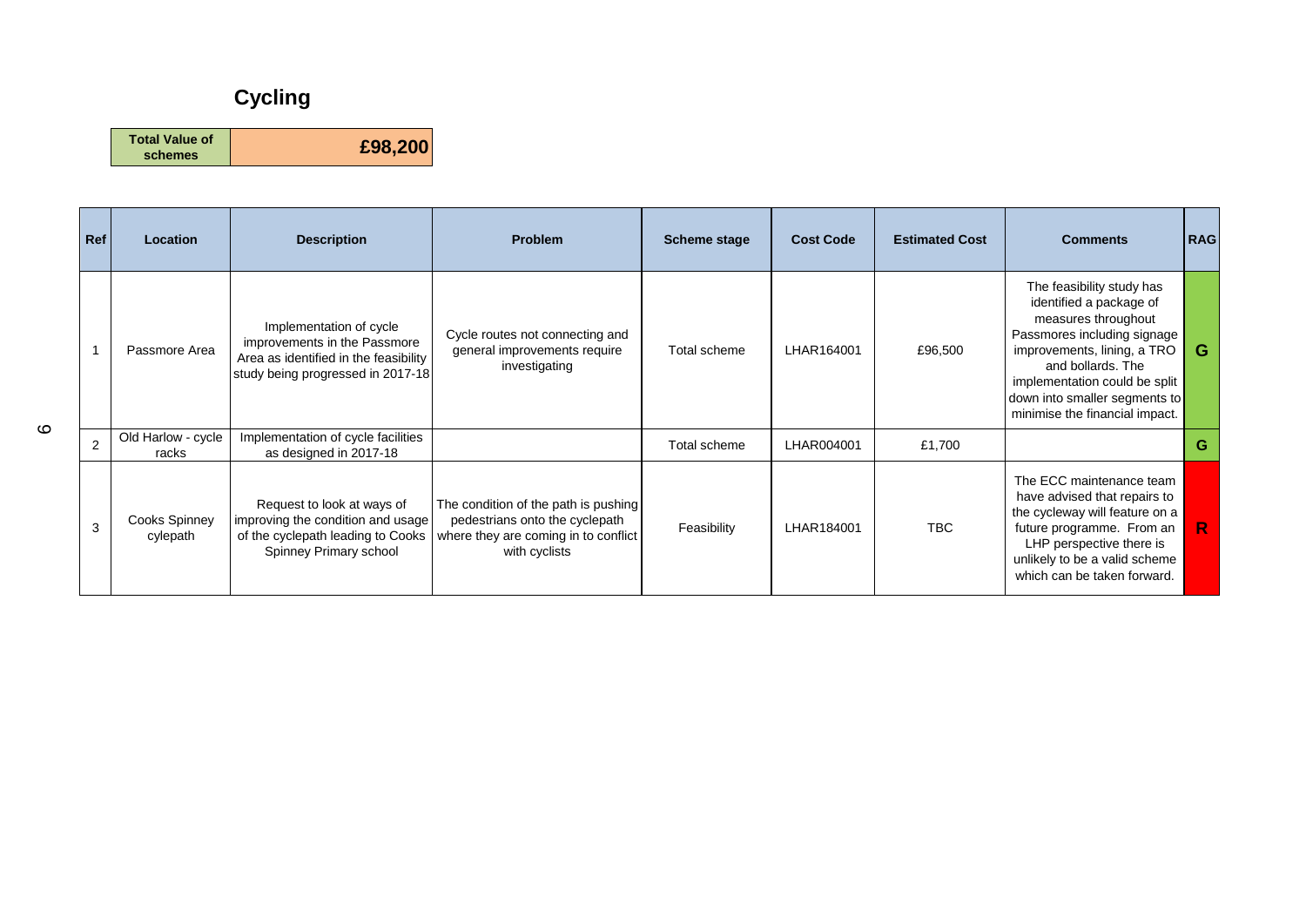# Cycling

| Total Value of schemes | £98,200 |
|---|---|

| Ref | Location | Description | Problem | Scheme stage | Cost Code | Estimated Cost | Comments | RAG |
|---|---|---|---|---|---|---|---|---|
| 1 | Passmore Area | Implementation of cycle improvements in the Passmore Area as identified in the feasibility study being progressed in 2017-18 | Cycle routes not connecting and general improvements require investigating | Total scheme | LHAR164001 | £96,500 | The feasibility study has identified a package of measures throughout Passmores including signage improvements, lining, a TRO and bollards. The implementation could be split down into smaller segments to minimise the financial impact. | G |
| 2 | Old Harlow - cycle racks | Implementation of cycle facilities as designed in 2017-18 | | Total scheme | LHAR004001 | £1,700 | | G |
| 3 | Cooks Spinney cylepath | Request to look at ways of improving the condition and usage of the cyclepath leading to Cooks Spinney Primary school | The condition of the path is pushing pedestrians onto the cyclepath where they are coming in to conflict with cyclists | Feasibility | LHAR184001 | TBC | The ECC maintenance team have advised that repairs to the cycleway will feature on a future programme. From an LHP perspective there is unlikely to be a valid scheme which can be taken forward. | R |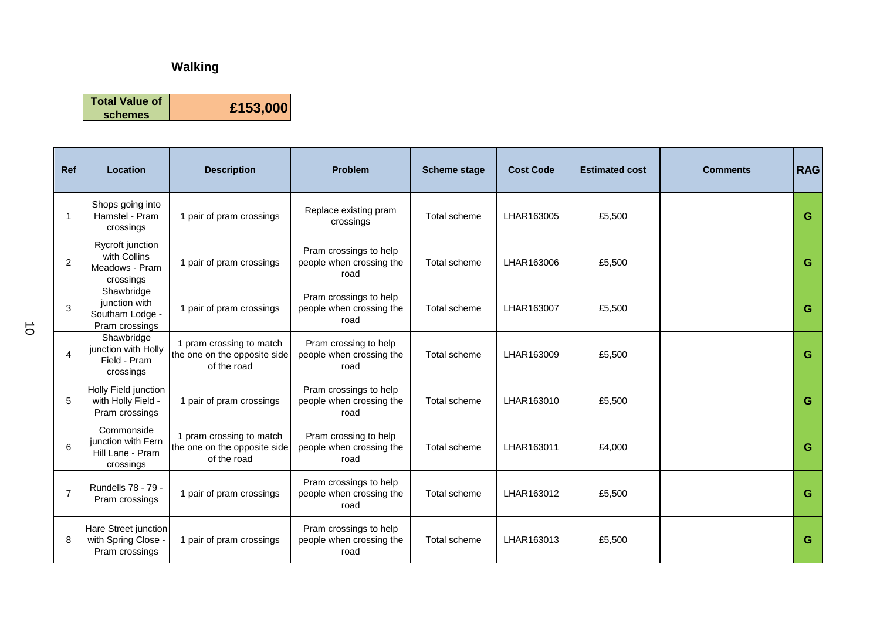## Walking

| Total Value of schemes | £153,000 |
|---|---|

| Ref | Location | Description | Problem | Scheme stage | Cost Code | Estimated cost | Comments | RAG |
|---|---|---|---|---|---|---|---|---|
| 1 | Shops going into Hamstel - Pram crossings | 1 pair of pram crossings | Replace existing pram crossings | Total scheme | LHAR163005 | £5,500 | | G |
| 2 | Rycroft junction with Collins Meadows - Pram crossings | 1 pair of pram crossings | Pram crossings to help people when crossing the road | Total scheme | LHAR163006 | £5,500 | | G |
| 3 | Shawbridge junction with Southam Lodge - Pram crossings | 1 pair of pram crossings | Pram crossings to help people when crossing the road | Total scheme | LHAR163007 | £5,500 | | G |
| 4 | Shawbridge junction with Holly Field - Pram crossings | 1 pram crossing to match the one on the opposite side of the road | Pram crossing to help people when crossing the road | Total scheme | LHAR163009 | £5,500 | | G |
| 5 | Holly Field junction with Holly Field - Pram crossings | 1 pair of pram crossings | Pram crossings to help people when crossing the road | Total scheme | LHAR163010 | £5,500 | | G |
| 6 | Commonside junction with Fern Hill Lane - Pram crossings | 1 pram crossing to match the one on the opposite side of the road | Pram crossing to help people when crossing the road | Total scheme | LHAR163011 | £4,000 | | G |
| 7 | Rundells 78 - 79 - Pram crossings | 1 pair of pram crossings | Pram crossings to help people when crossing the road | Total scheme | LHAR163012 | £5,500 | | G |
| 8 | Hare Street junction with Spring Close - Pram crossings | 1 pair of pram crossings | Pram crossings to help people when crossing the road | Total scheme | LHAR163013 | £5,500 | | G |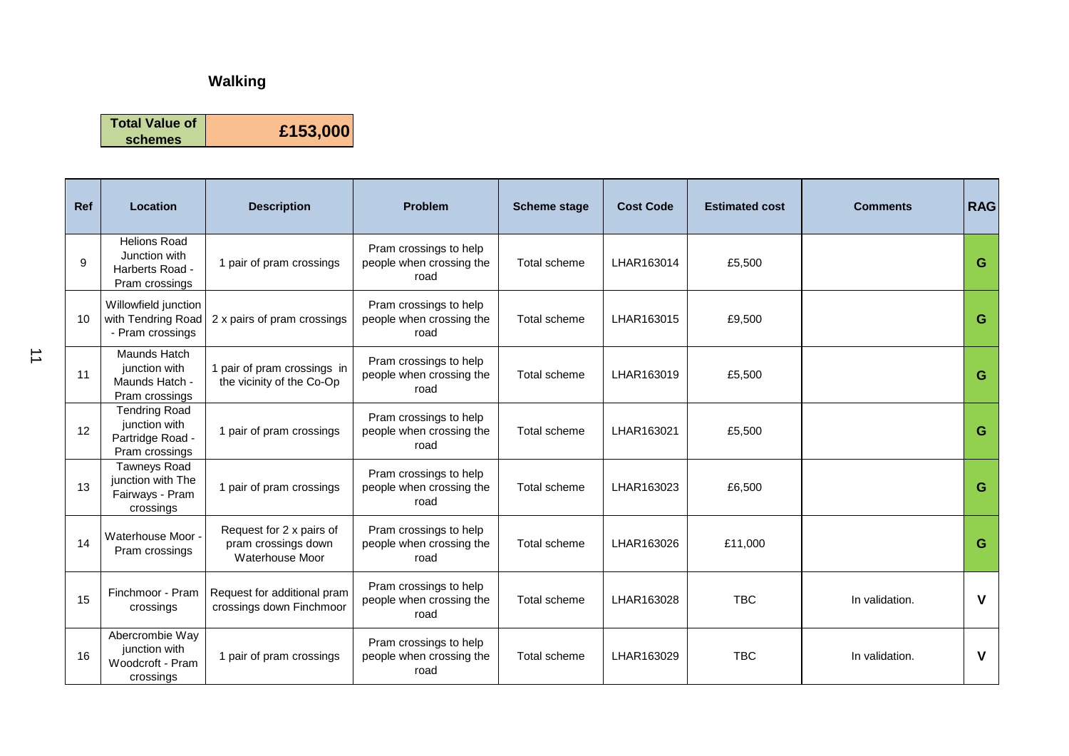## Walking

| Total Value of schemes | £153,000 |
|---|---|

| Ref | Location | Description | Problem | Scheme stage | Cost Code | Estimated cost | Comments | RAG |
|---|---|---|---|---|---|---|---|---|
| 9 | Helions Road Junction with Harberts Road - Pram crossings | 1 pair of pram crossings | Pram crossings to help people when crossing the road | Total scheme | LHAR163014 | £5,500 | | G |
| 10 | Willowfield junction with Tendring Road - Pram crossings | 2 x pairs of pram crossings | Pram crossings to help people when crossing the road | Total scheme | LHAR163015 | £9,500 | | G |
| 11 | Maunds Hatch junction with Maunds Hatch - Pram crossings | 1 pair of pram crossings in the vicinity of the Co-Op | Pram crossings to help people when crossing the road | Total scheme | LHAR163019 | £5,500 | | G |
| 12 | Tendring Road junction with Partridge Road - Pram crossings | 1 pair of pram crossings | Pram crossings to help people when crossing the road | Total scheme | LHAR163021 | £5,500 | | G |
| 13 | Tawneys Road junction with The Fairways - Pram crossings | 1 pair of pram crossings | Pram crossings to help people when crossing the road | Total scheme | LHAR163023 | £6,500 | | G |
| 14 | Waterhouse Moor - Pram crossings | Request for 2 x pairs of pram crossings down Waterhouse Moor | Pram crossings to help people when crossing the road | Total scheme | LHAR163026 | £11,000 | | G |
| 15 | Finchmoor - Pram crossings | Request for additional pram crossings down Finchmoor | Pram crossings to help people when crossing the road | Total scheme | LHAR163028 | TBC | In validation. | V |
| 16 | Abercrombie Way junction with Woodcroft - Pram crossings | 1 pair of pram crossings | Pram crossings to help people when crossing the road | Total scheme | LHAR163029 | TBC | In validation. | V |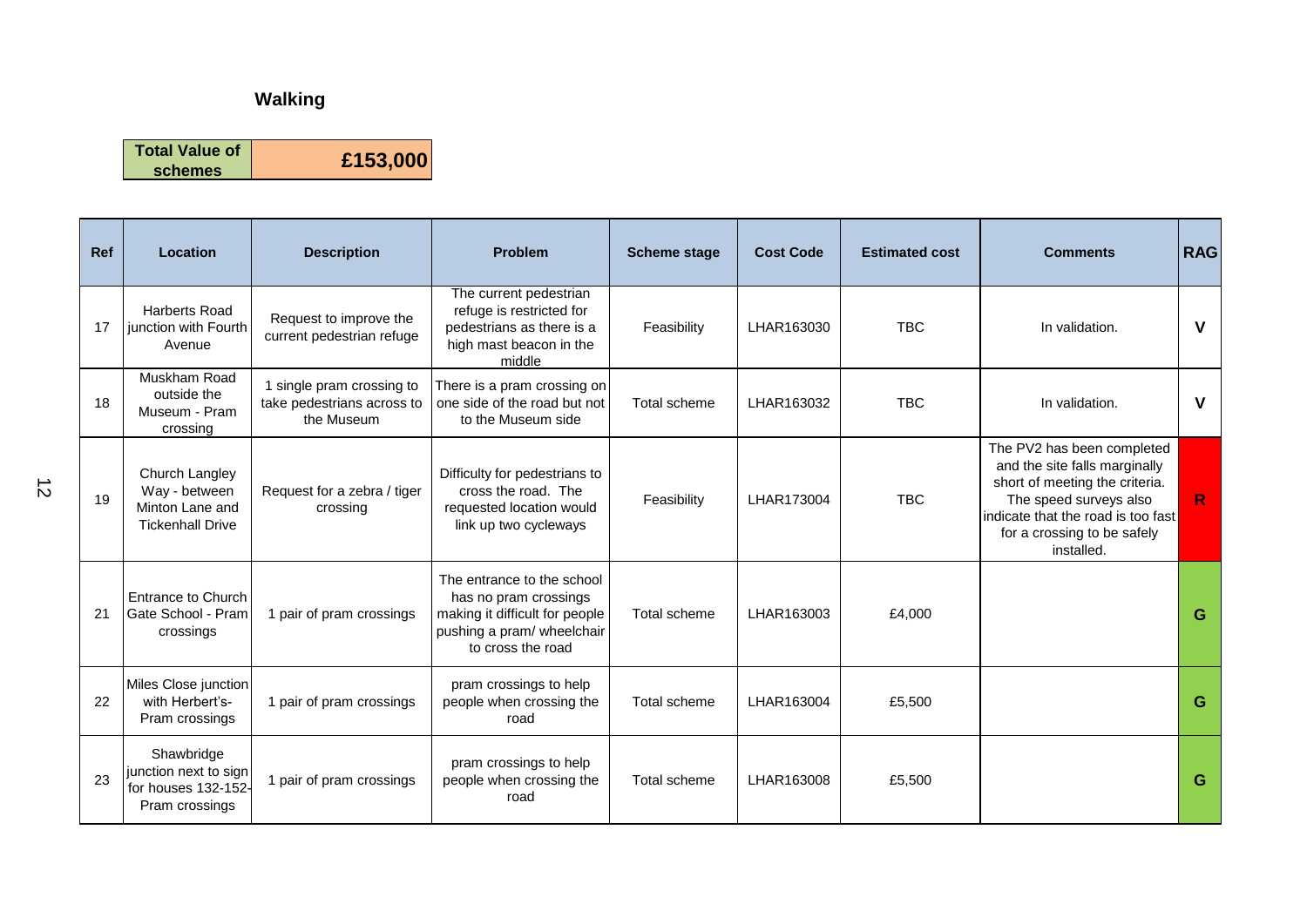## Walking

| Total Value of schemes | £153,000 |
|---|---|

| Ref | Location | Description | Problem | Scheme stage | Cost Code | Estimated cost | Comments | RAG |
|---|---|---|---|---|---|---|---|---|
| 17 | Harberts Road junction with Fourth Avenue | Request to improve the current pedestrian refuge | The current pedestrian refuge is restricted for pedestrians as there is a high mast beacon in the middle | Feasibility | LHAR163030 | TBC | In validation. | V |
| 18 | Muskham Road outside the Museum - Pram crossing | 1 single pram crossing to take pedestrians across to the Museum | There is a pram crossing on one side of the road but not to the Museum side | Total scheme | LHAR163032 | TBC | In validation. | V |
| 19 | Church Langley Way - between Minton Lane and Tickenhall Drive | Request for a zebra / tiger crossing | Difficulty for pedestrians to cross the road. The requested location would link up two cycleways | Feasibility | LHAR173004 | TBC | The PV2 has been completed and the site falls marginally short of meeting the criteria. The speed surveys also indicate that the road is too fast for a crossing to be safely installed. | R |
| 21 | Entrance to Church Gate School - Pram crossings | 1 pair of pram crossings | The entrance to the school has no pram crossings making it difficult for people pushing a pram/ wheelchair to cross the road | Total scheme | LHAR163003 | £4,000 | | G |
| 22 | Miles Close junction with Herbert's- Pram crossings | 1 pair of pram crossings | pram crossings to help people when crossing the road | Total scheme | LHAR163004 | £5,500 | | G |
| 23 | Shawbridge junction next to sign for houses 132-152- Pram crossings | 1 pair of pram crossings | pram crossings to help people when crossing the road | Total scheme | LHAR163008 | £5,500 | | G |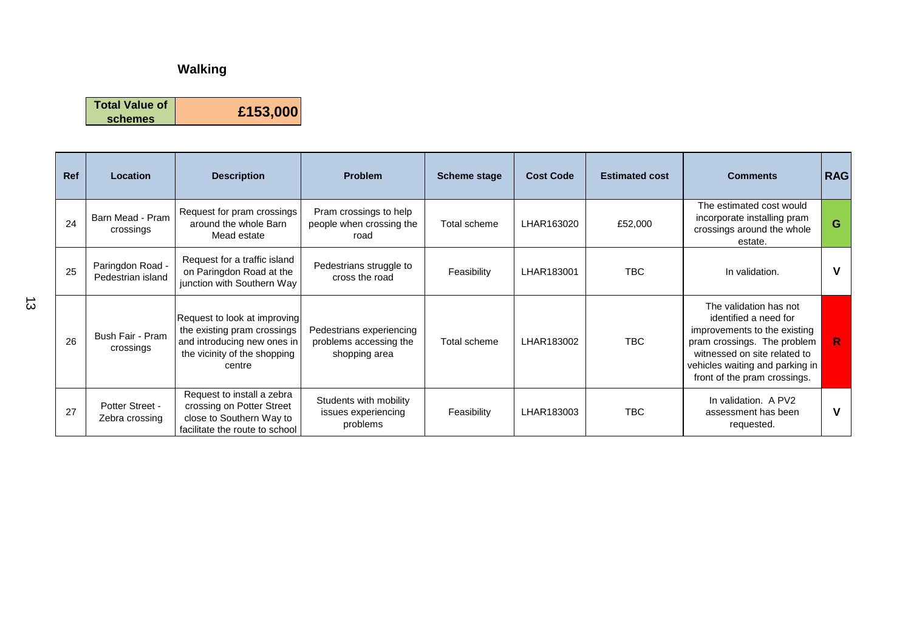## Walking

| Total Value of schemes | £153,000 |
|---|---|

| Ref | Location | Description | Problem | Scheme stage | Cost Code | Estimated cost | Comments | RAG |
|---|---|---|---|---|---|---|---|---|
| 24 | Barn Mead - Pram crossings | Request for pram crossings around the whole Barn Mead estate | Pram crossings to help people when crossing the road | Total scheme | LHAR163020 | £52,000 | The estimated cost would incorporate installing pram crossings around the whole estate. | G |
| 25 | Paringdon Road - Pedestrian island | Request for a traffic island on Paringdon Road at the junction with Southern Way | Pedestrians struggle to cross the road | Feasibility | LHAR183001 | TBC | In validation. | V |
| 26 | Bush Fair - Pram crossings | Request to look at improving the existing pram crossings and introducing new ones in the vicinity of the shopping centre | Pedestrians experiencing problems accessing the shopping area | Total scheme | LHAR183002 | TBC | The validation has not identified a need for improvements to the existing pram crossings. The problem witnessed on site related to vehicles waiting and parking in front of the pram crossings. | R |
| 27 | Potter Street - Zebra crossing | Request to install a zebra crossing on Potter Street close to Southern Way to facilitate the route to school | Students with mobility issues experiencing problems | Feasibility | LHAR183003 | TBC | In validation. A PV2 assessment has been requested. | V |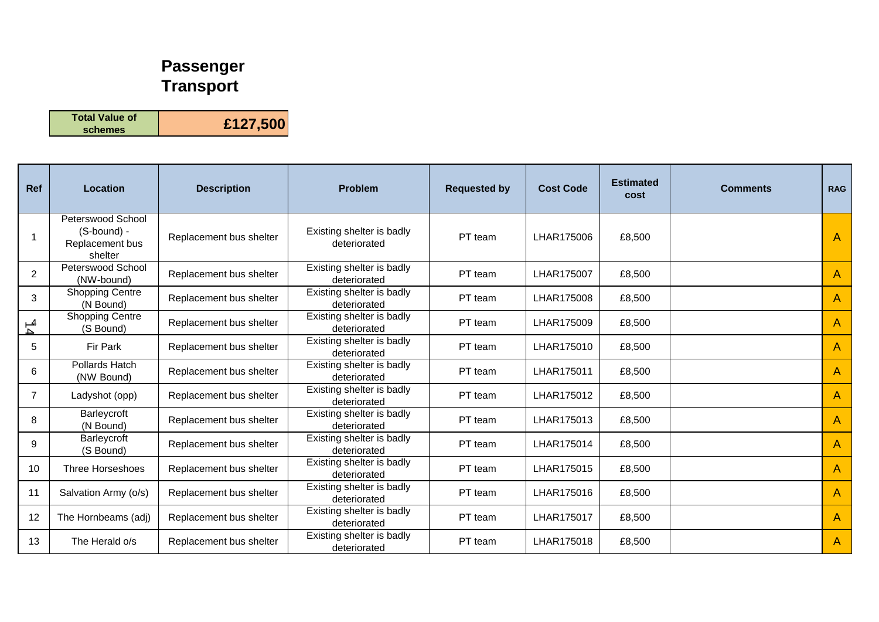# Passenger Transport

| Total Value of schemes | £127,500 |
|---|---|

| Ref | Location | Description | Problem | Requested by | Cost Code | Estimated cost | Comments | RAG |
|---|---|---|---|---|---|---|---|---|
| 1 | Peterswood School (S-bound) - Replacement bus shelter | Replacement bus shelter | Existing shelter is badly deteriorated | PT team | LHAR175006 | £8,500 | | A |
| 2 | Peterswood School (NW-bound) | Replacement bus shelter | Existing shelter is badly deteriorated | PT team | LHAR175007 | £8,500 | | A |
| 3 | Shopping Centre (N Bound) | Replacement bus shelter | Existing shelter is badly deteriorated | PT team | LHAR175008 | £8,500 | | A |
| 4 | Shopping Centre (S Bound) | Replacement bus shelter | Existing shelter is badly deteriorated | PT team | LHAR175009 | £8,500 | | A |
| 5 | Fir Park | Replacement bus shelter | Existing shelter is badly deteriorated | PT team | LHAR175010 | £8,500 | | A |
| 6 | Pollards Hatch (NW Bound) | Replacement bus shelter | Existing shelter is badly deteriorated | PT team | LHAR175011 | £8,500 | | A |
| 7 | Ladyshot (opp) | Replacement bus shelter | Existing shelter is badly deteriorated | PT team | LHAR175012 | £8,500 | | A |
| 8 | Barleycroft (N Bound) | Replacement bus shelter | Existing shelter is badly deteriorated | PT team | LHAR175013 | £8,500 | | A |
| 9 | Barleycroft (S Bound) | Replacement bus shelter | Existing shelter is badly deteriorated | PT team | LHAR175014 | £8,500 | | A |
| 10 | Three Horseshoes | Replacement bus shelter | Existing shelter is badly deteriorated | PT team | LHAR175015 | £8,500 | | A |
| 11 | Salvation Army (o/s) | Replacement bus shelter | Existing shelter is badly deteriorated | PT team | LHAR175016 | £8,500 | | A |
| 12 | The Hornbeams (adj) | Replacement bus shelter | Existing shelter is badly deteriorated | PT team | LHAR175017 | £8,500 | | A |
| 13 | The Herald o/s | Replacement bus shelter | Existing shelter is badly deteriorated | PT team | LHAR175018 | £8,500 | | A |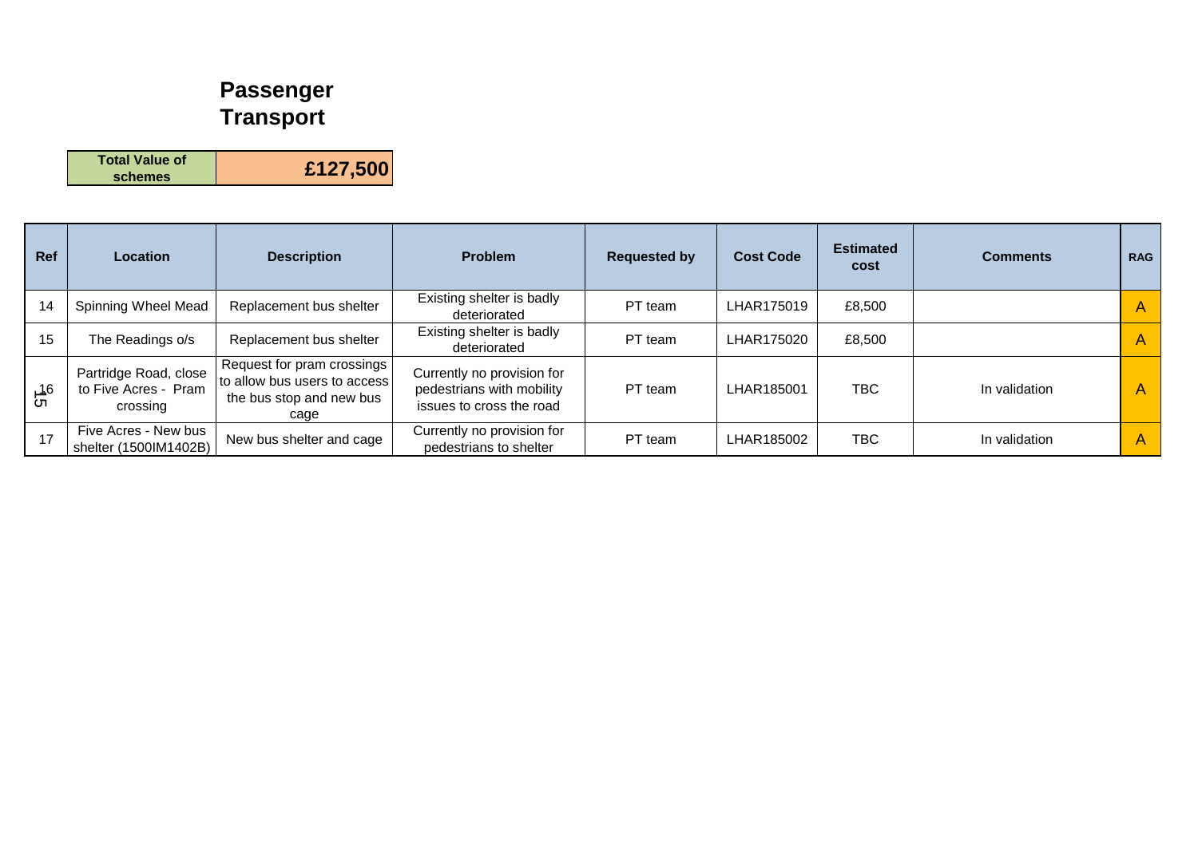# Passenger Transport

| Total Value of schemes | £127,500 |
|---|---|

| Ref | Location | Description | Problem | Requested by | Cost Code | Estimated cost | Comments | RAG |
|---|---|---|---|---|---|---|---|---|
| 14 | Spinning Wheel Mead | Replacement bus shelter | Existing shelter is badly deteriorated | PT team | LHAR175019 | £8,500 | | A |
| 15 | The Readings o/s | Replacement bus shelter | Existing shelter is badly deteriorated | PT team | LHAR175020 | £8,500 | | A |
| 16 | Partridge Road, close to Five Acres - Pram crossing | Request for pram crossings to allow bus users to access the bus stop and new bus cage | Currently no provision for pedestrians with mobility issues to cross the road | PT team | LHAR185001 | TBC | In validation | A |
| 17 | Five Acres - New bus shelter (1500IM1402B) | New bus shelter and cage | Currently no provision for pedestrians to shelter | PT team | LHAR185002 | TBC | In validation | A |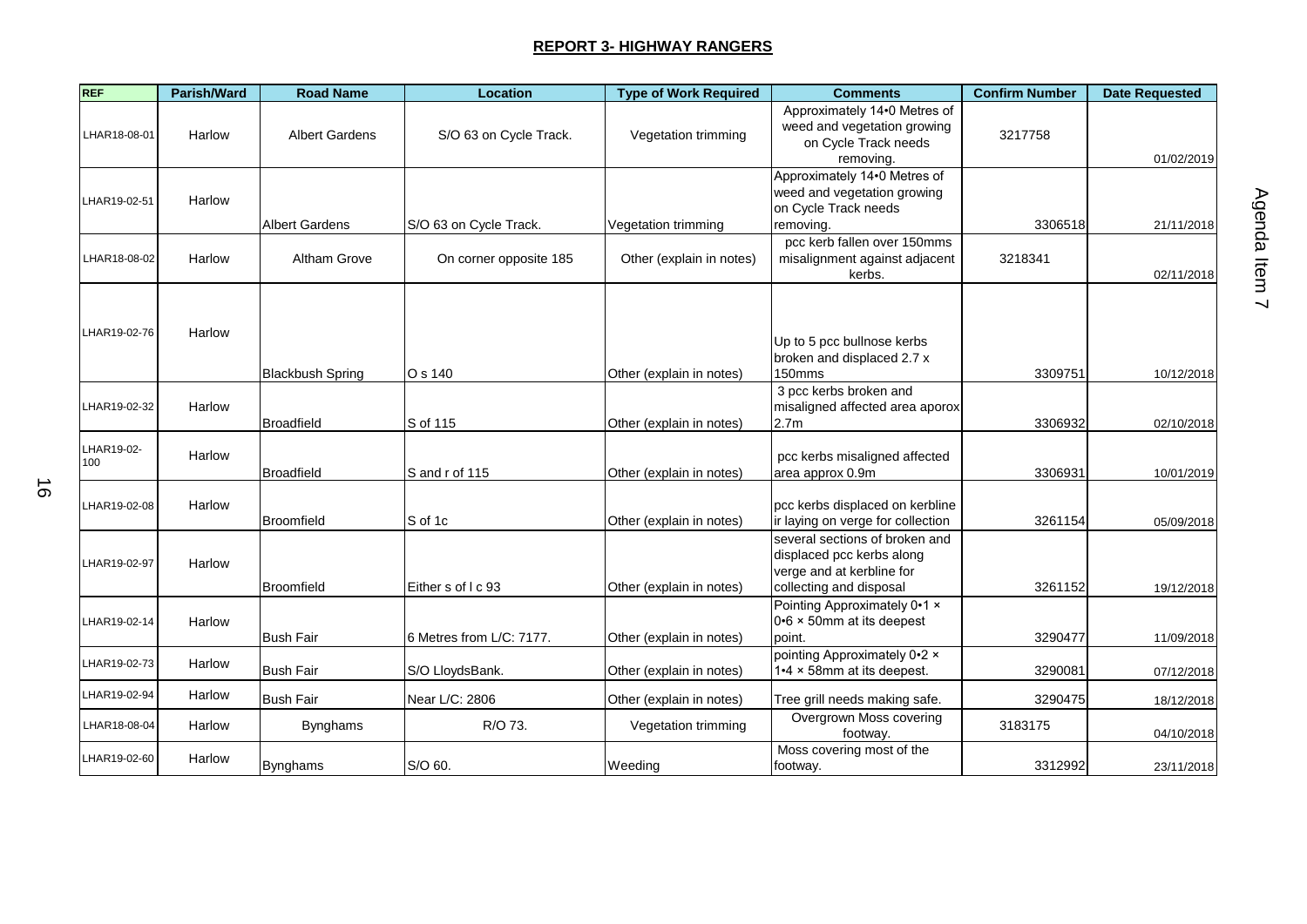## REPORT 3- HIGHWAY RANGERS

| REF | Parish/Ward | Road Name | Location | Type of Work Required | Comments | Confirm Number | Date Requested |
|---|---|---|---|---|---|---|---|
| LHAR18-08-01 | Harlow | Albert Gardens | S/O 63 on Cycle Track. | Vegetation trimming | Approximately 14•0 Metres of weed and vegetation growing on Cycle Track needs removing. | 3217758 | 01/02/2019 |
| LHAR19-02-51 | Harlow | Albert Gardens | S/O 63 on Cycle Track. | Vegetation trimming | Approximately 14•0 Metres of weed and vegetation growing on Cycle Track needs removing. | 3306518 | 21/11/2018 |
| LHAR18-08-02 | Harlow | Altham Grove | On corner opposite 185 | Other (explain in notes) | pcc kerb fallen over 150mms misalignment against adjacent kerbs. | 3218341 | 02/11/2018 |
| LHAR19-02-76 | Harlow | Blackbush Spring | O s 140 | Other (explain in notes) | Up to 5 pcc bullnose kerbs broken and displaced 2.7 x 150mms | 3309751 | 10/12/2018 |
| LHAR19-02-32 | Harlow | Broadfield | S of 115 | Other (explain in notes) | 3 pcc kerbs broken and misaligned affected area aporox 2.7m | 3306932 | 02/10/2018 |
| LHAR19-02-100 | Harlow | Broadfield | S and r of 115 | Other (explain in notes) | pcc kerbs misaligned affected area approx 0.9m | 3306931 | 10/01/2019 |
| LHAR19-02-08 | Harlow | Broomfield | S of 1c | Other (explain in notes) | pcc kerbs displaced on kerbline ir laying on verge for collection | 3261154 | 05/09/2018 |
| LHAR19-02-97 | Harlow | Broomfield | Either s of l c 93 | Other (explain in notes) | several sections of broken and displaced pcc kerbs along verge and at kerbline for collecting and disposal | 3261152 | 19/12/2018 |
| LHAR19-02-14 | Harlow | Bush Fair | 6 Metres from L/C: 7177. | Other (explain in notes) | Pointing Approximately 0•1 × 0•6 × 50mm at its deepest point. | 3290477 | 11/09/2018 |
| LHAR19-02-73 | Harlow | Bush Fair | S/O LloydsBank. | Other (explain in notes) | pointing Approximately 0•2 × 1•4 × 58mm at its deepest. | 3290081 | 07/12/2018 |
| LHAR19-02-94 | Harlow | Bush Fair | Near L/C: 2806 | Other (explain in notes) | Tree grill needs making safe. | 3290475 | 18/12/2018 |
| LHAR18-08-04 | Harlow | Bynghams | R/O 73. | Vegetation trimming | Overgrown Moss covering footway. | 3183175 | 04/10/2018 |
| LHAR19-02-60 | Harlow | Bynghams | S/O 60. | Weeding | Moss covering most of the footway. | 3312992 | 23/11/2018 |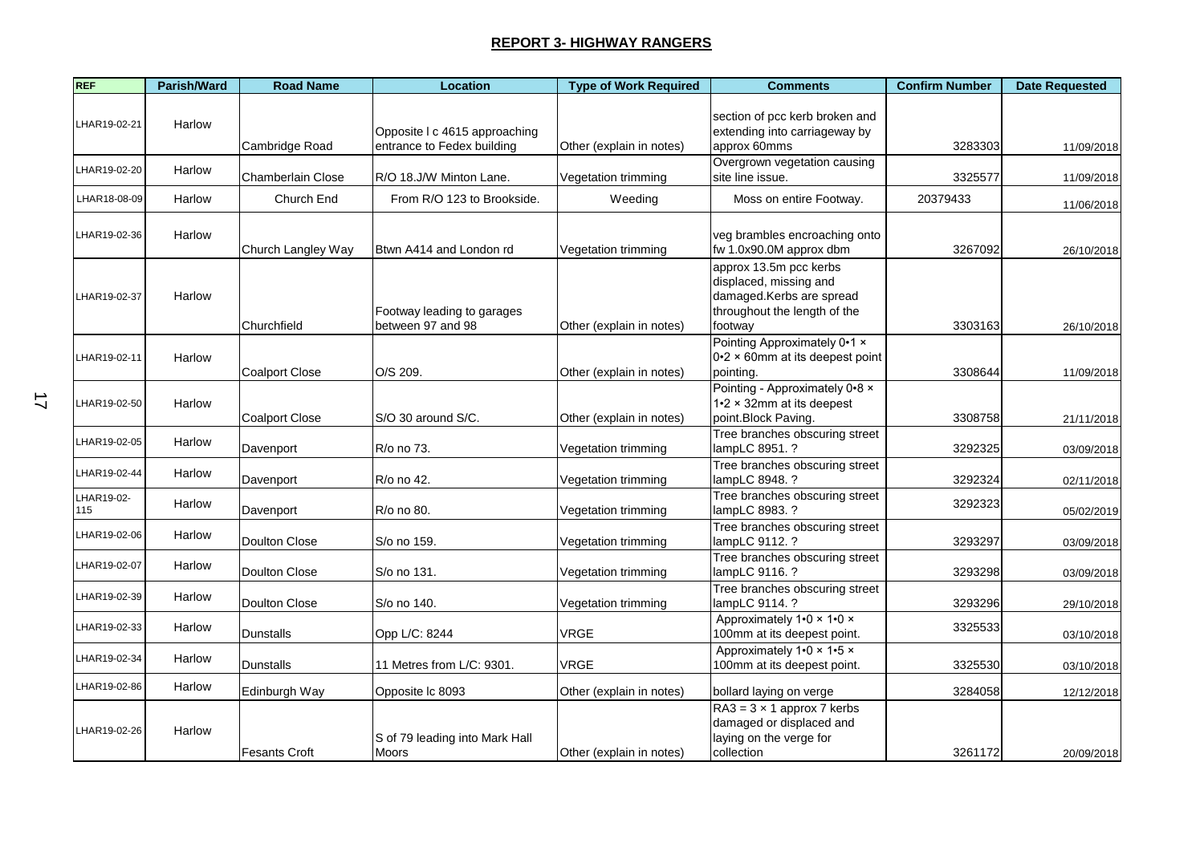## REPORT 3- HIGHWAY RANGERS

| REF | Parish/Ward | Road Name | Location | Type of Work Required | Comments | Confirm Number | Date Requested |
|---|---|---|---|---|---|---|---|
| LHAR19-02-21 | Harlow | Cambridge Road | Opposite l c 4615 approaching entrance to Fedex building | Other (explain in notes) | section of pcc kerb broken and extending into carriageway by approx 60mms | 3283303 | 11/09/2018 |
| LHAR19-02-20 | Harlow | Chamberlain Close | R/O 18.J/W Minton Lane. | Vegetation trimming | Overgrown vegetation causing site line issue. | 3325577 | 11/09/2018 |
| LHAR18-08-09 | Harlow | Church End | From R/O 123 to Brookside. | Weeding | Moss on entire Footway. | 20379433 | 11/06/2018 |
| LHAR19-02-36 | Harlow | Church Langley Way | Btwn A414 and London rd | Vegetation trimming | veg brambles encroaching onto fw 1.0x90.0M approx dbm | 3267092 | 26/10/2018 |
| LHAR19-02-37 | Harlow | Churchfield | Footway leading to garages between 97 and 98 | Other (explain in notes) | approx 13.5m pcc kerbs displaced, missing and damaged.Kerbs are spread throughout the length of the footway | 3303163 | 26/10/2018 |
| LHAR19-02-11 | Harlow | Coalport Close | O/S 209. | Other (explain in notes) | Pointing Approximately 0•1 × 0•2 × 60mm at its deepest point pointing. | 3308644 | 11/09/2018 |
| LHAR19-02-50 | Harlow | Coalport Close | S/O 30 around S/C. | Other (explain in notes) | Pointing - Approximately 0•8 × 1•2 × 32mm at its deepest point.Block Paving. | 3308758 | 21/11/2018 |
| LHAR19-02-05 | Harlow | Davenport | R/o no 73. | Vegetation trimming | Tree branches obscuring street lampLC 8951. ? | 3292325 | 03/09/2018 |
| LHAR19-02-44 | Harlow | Davenport | R/o no 42. | Vegetation trimming | Tree branches obscuring street lampLC 8948. ? | 3292324 | 02/11/2018 |
| LHAR19-02-115 | Harlow | Davenport | R/o no 80. | Vegetation trimming | Tree branches obscuring street lampLC 8983. ? | 3292323 | 05/02/2019 |
| LHAR19-02-06 | Harlow | Doulton Close | S/o no 159. | Vegetation trimming | Tree branches obscuring street lampLC 9112. ? | 3293297 | 03/09/2018 |
| LHAR19-02-07 | Harlow | Doulton Close | S/o no 131. | Vegetation trimming | Tree branches obscuring street lampLC 9116. ? | 3293298 | 03/09/2018 |
| LHAR19-02-39 | Harlow | Doulton Close | S/o no 140. | Vegetation trimming | Tree branches obscuring street lampLC 9114. ? | 3293296 | 29/10/2018 |
| LHAR19-02-33 | Harlow | Dunstalls | Opp L/C: 8244 | VRGE | Approximately 1•0 × 1•0 × 100mm at its deepest point. | 3325533 | 03/10/2018 |
| LHAR19-02-34 | Harlow | Dunstalls | 11 Metres from L/C: 9301. | VRGE | Approximately 1•0 × 1•5 × 100mm at its deepest point. | 3325530 | 03/10/2018 |
| LHAR19-02-86 | Harlow | Edinburgh Way | Opposite lc 8093 | Other (explain in notes) | bollard laying on verge | 3284058 | 12/12/2018 |
| LHAR19-02-26 | Harlow | Fesants Croft | S of 79 leading into Mark Hall Moors | Other (explain in notes) | RA3 = 3 × 1 approx 7 kerbs damaged or displaced and laying on the verge for collection | 3261172 | 20/09/2018 |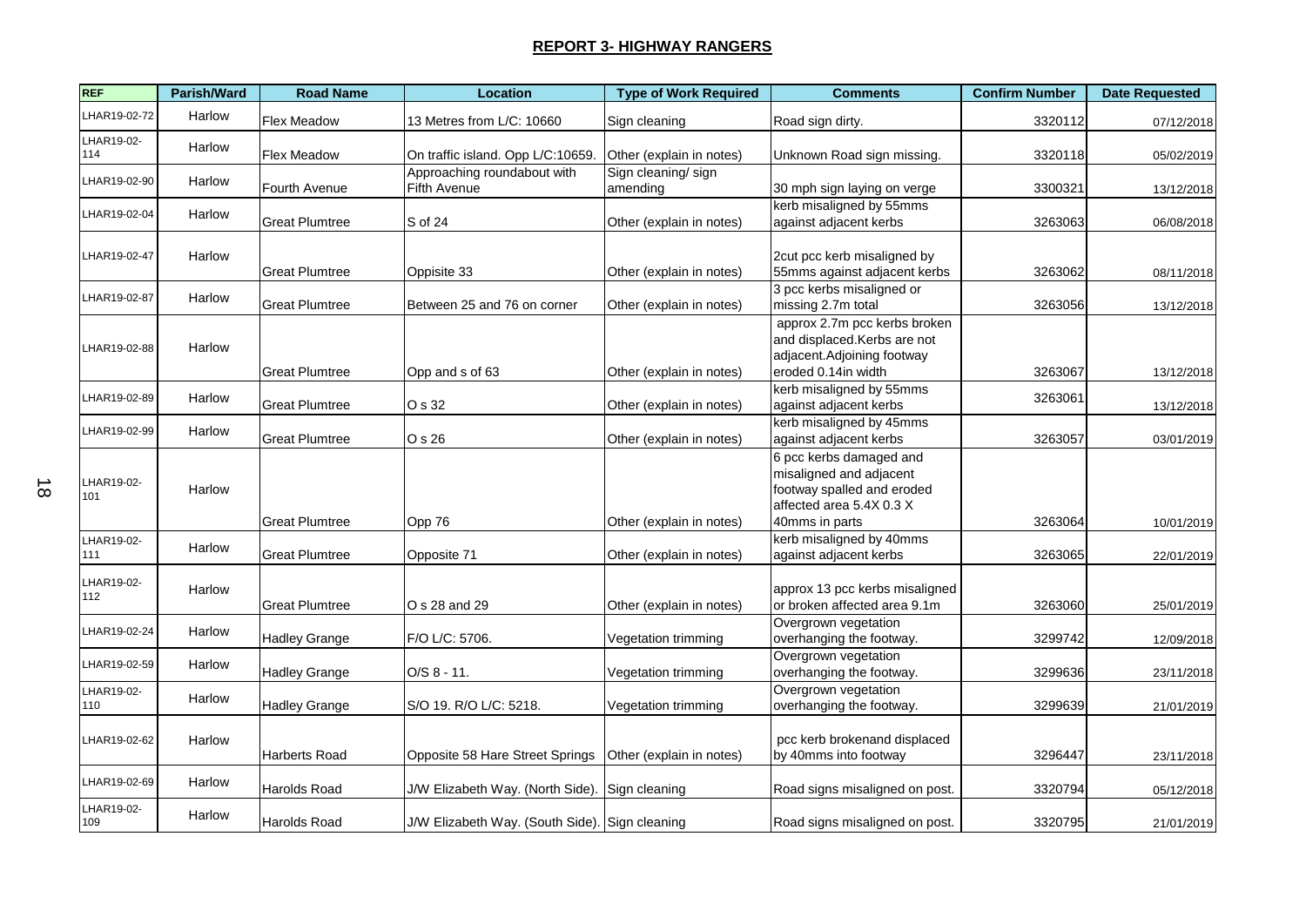## REPORT 3- HIGHWAY RANGERS

| REF | Parish/Ward | Road Name | Location | Type of Work Required | Comments | Confirm Number | Date Requested |
|---|---|---|---|---|---|---|---|
| LHAR19-02-72 | Harlow | Flex Meadow | 13 Metres from L/C: 10660 | Sign cleaning | Road sign dirty. | 3320112 | 07/12/2018 |
| LHAR19-02-114 | Harlow | Flex Meadow | On traffic island. Opp L/C:10659. | Other (explain in notes) | Unknown Road sign missing. | 3320118 | 05/02/2019 |
| LHAR19-02-90 | Harlow | Fourth Avenue | Approaching roundabout with Fifth Avenue | Sign cleaning/ sign amending | 30 mph sign laying on verge | 3300321 | 13/12/2018 |
| LHAR19-02-04 | Harlow | Great Plumtree | S of 24 | Other (explain in notes) | kerb misaligned by 55mms against adjacent kerbs | 3263063 | 06/08/2018 |
| LHAR19-02-47 | Harlow | Great Plumtree | Oppisite 33 | Other (explain in notes) | 2cut pcc kerb misaligned by 55mms against adjacent kerbs | 3263062 | 08/11/2018 |
| LHAR19-02-87 | Harlow | Great Plumtree | Between 25 and 76 on corner | Other (explain in notes) | 3 pcc kerbs misaligned or missing 2.7m total | 3263056 | 13/12/2018 |
| LHAR19-02-88 | Harlow | Great Plumtree | Opp and s of 63 | Other (explain in notes) | approx 2.7m pcc kerbs broken and displaced.Kerbs are not adjacent.Adjoining footway eroded 0.14in width | 3263067 | 13/12/2018 |
| LHAR19-02-89 | Harlow | Great Plumtree | O s 32 | Other (explain in notes) | kerb misaligned by 55mms against adjacent kerbs | 3263061 | 13/12/2018 |
| LHAR19-02-99 | Harlow | Great Plumtree | O s 26 | Other (explain in notes) | kerb misaligned by 45mms against adjacent kerbs | 3263057 | 03/01/2019 |
| LHAR19-02-101 | Harlow | Great Plumtree | Opp 76 | Other (explain in notes) | 6 pcc kerbs damaged and misaligned and adjacent footway spalled and eroded affected area 5.4X 0.3 X 40mms in parts | 3263064 | 10/01/2019 |
| LHAR19-02-111 | Harlow | Great Plumtree | Opposite 71 | Other (explain in notes) | kerb misaligned by 40mms against adjacent kerbs | 3263065 | 22/01/2019 |
| LHAR19-02-112 | Harlow | Great Plumtree | O s 28 and 29 | Other (explain in notes) | approx 13 pcc kerbs misaligned or broken affected area 9.1m | 3263060 | 25/01/2019 |
| LHAR19-02-24 | Harlow | Hadley Grange | F/O L/C: 5706. | Vegetation trimming | Overgrown vegetation overhanging the footway. | 3299742 | 12/09/2018 |
| LHAR19-02-59 | Harlow | Hadley Grange | O/S 8 - 11. | Vegetation trimming | Overgrown vegetation overhanging the footway. | 3299636 | 23/11/2018 |
| LHAR19-02-110 | Harlow | Hadley Grange | S/O 19. R/O L/C: 5218. | Vegetation trimming | Overgrown vegetation overhanging the footway. | 3299639 | 21/01/2019 |
| LHAR19-02-62 | Harlow | Harberts Road | Opposite 58 Hare Street Springs | Other (explain in notes) | pcc kerb brokenand displaced by 40mms into footway | 3296447 | 23/11/2018 |
| LHAR19-02-69 | Harlow | Harolds Road | J/W Elizabeth Way. (North Side). | Sign cleaning | Road signs misaligned on post. | 3320794 | 05/12/2018 |
| LHAR19-02-109 | Harlow | Harolds Road | J/W Elizabeth Way. (South Side). | Sign cleaning | Road signs misaligned on post. | 3320795 | 21/01/2019 |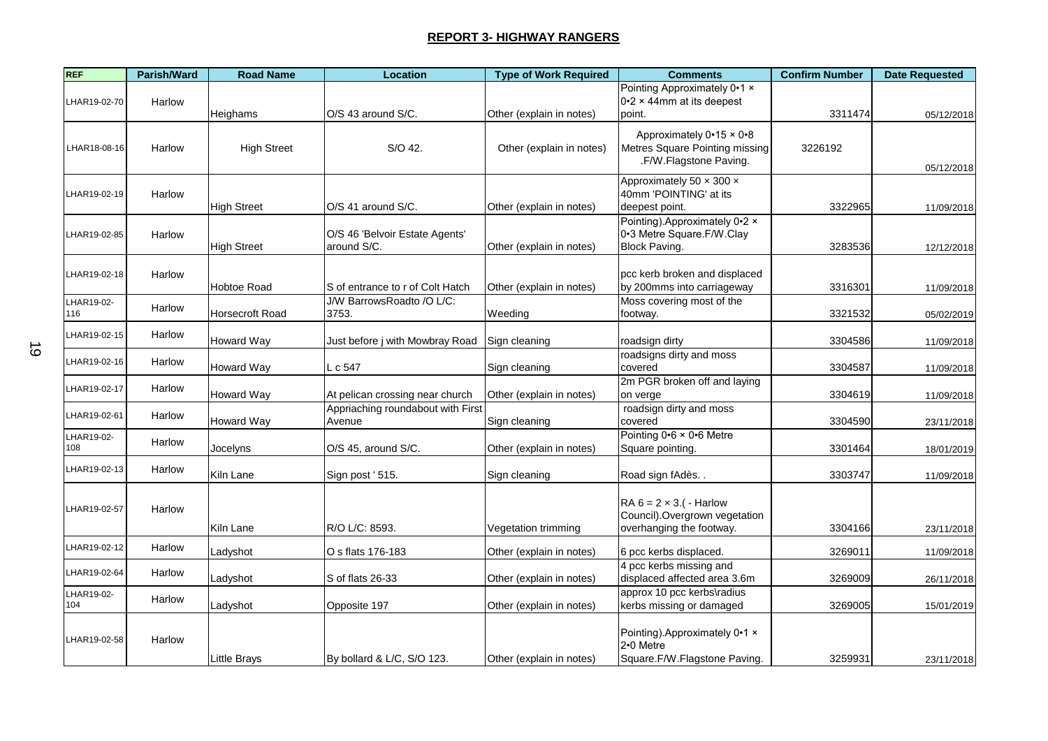## REPORT 3- HIGHWAY RANGERS

| REF | Parish/Ward | Road Name | Location | Type of Work Required | Comments | Confirm Number | Date Requested |
|---|---|---|---|---|---|---|---|
| LHAR19-02-70 | Harlow | Heighams | O/S 43 around S/C. | Other (explain in notes) | Pointing Approximately 0•1 × 0•2 × 44mm at its deepest point. | 3311474 | 05/12/2018 |
| LHAR18-08-16 | Harlow | High Street | S/O 42. | Other (explain in notes) | Approximately 0•15 × 0•8 Metres Square Pointing missing .F/W.Flagstone Paving. | 3226192 | 05/12/2018 |
| LHAR19-02-19 | Harlow | High Street | O/S 41 around S/C. | Other (explain in notes) | Approximately 50 × 300 × 40mm 'POINTING' at its deepest point. | 3322965 | 11/09/2018 |
| LHAR19-02-85 | Harlow | High Street | O/S 46 'Belvoir Estate Agents' around S/C. | Other (explain in notes) | Pointing).Approximately 0•2 × 0•3 Metre Square.F/W.Clay Block Paving. | 3283536 | 12/12/2018 |
| LHAR19-02-18 | Harlow | Hobtoe Road | S of entrance to r of Colt Hatch | Other (explain in notes) | pcc kerb broken and displaced by 200mms into carriageway | 3316301 | 11/09/2018 |
| LHAR19-02-116 | Harlow | Horsecroft Road | J/W BarrowsRoadto /O L/C: 3753. | Weeding | Moss covering most of the footway. | 3321532 | 05/02/2019 |
| LHAR19-02-15 | Harlow | Howard Way | Just before j with Mowbray Road | Sign cleaning | roadsign dirty | 3304586 | 11/09/2018 |
| LHAR19-02-16 | Harlow | Howard Way | L c 547 | Sign cleaning | roadsigns dirty and moss covered | 3304587 | 11/09/2018 |
| LHAR19-02-17 | Harlow | Howard Way | At pelican crossing near church | Other (explain in notes) | 2m PGR broken off and laying on verge | 3304619 | 11/09/2018 |
| LHAR19-02-61 | Harlow | Howard Way | Appriaching roundabout with First Avenue | Sign cleaning | roadsign dirty and moss covered | 3304590 | 23/11/2018 |
| LHAR19-02-108 | Harlow | Jocelyns | O/S 45, around S/C. | Other (explain in notes) | Pointing 0•6 × 0•6 Metre Square pointing. | 3301464 | 18/01/2019 |
| LHAR19-02-13 | Harlow | Kiln Lane | Sign post ' 515. | Sign cleaning | Road sign fAdès. . | 3303747 | 11/09/2018 |
| LHAR19-02-57 | Harlow | Kiln Lane | R/O L/C: 8593. | Vegetation trimming | RA 6 = 2 × 3.( - Harlow Council).Overgrown vegetation overhanging the footway. | 3304166 | 23/11/2018 |
| LHAR19-02-12 | Harlow | Ladyshot | O s flats 176-183 | Other (explain in notes) | 6 pcc kerbs displaced. | 3269011 | 11/09/2018 |
| LHAR19-02-64 | Harlow | Ladyshot | S of flats 26-33 | Other (explain in notes) | 4 pcc kerbs missing and displaced affected area 3.6m | 3269009 | 26/11/2018 |
| LHAR19-02-104 | Harlow | Ladyshot | Opposite 197 | Other (explain in notes) | approx 10 pcc kerbs\radius kerbs missing or damaged | 3269005 | 15/01/2019 |
| LHAR19-02-58 | Harlow | Little Brays | By bollard & L/C, S/O 123. | Other (explain in notes) | Pointing).Approximately 0•1 × 2•0 Metre Square.F/W.Flagstone Paving. | 3259931 | 23/11/2018 |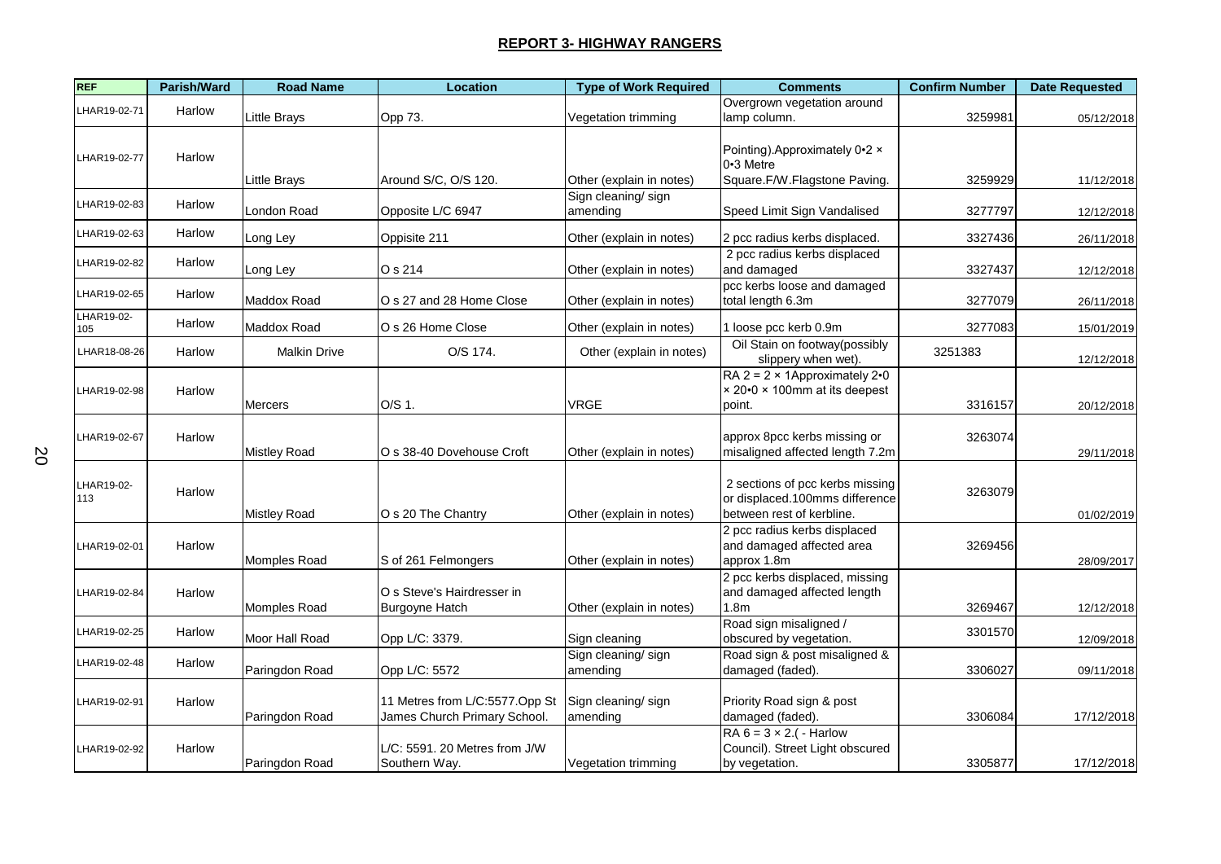## REPORT 3- HIGHWAY RANGERS

| REF | Parish/Ward | Road Name | Location | Type of Work Required | Comments | Confirm Number | Date Requested |
|---|---|---|---|---|---|---|---|
| LHAR19-02-71 | Harlow | Little Brays | Opp 73. | Vegetation trimming | Overgrown vegetation around lamp column. | 3259981 | 05/12/2018 |
| LHAR19-02-77 | Harlow | Little Brays | Around S/C, O/S 120. | Other (explain in notes) | Pointing).Approximately 0•2 × 0•3 Metre Square.F/W.Flagstone Paving. | 3259929 | 11/12/2018 |
| LHAR19-02-83 | Harlow | London Road | Opposite L/C 6947 | Sign cleaning/ sign amending | Speed Limit Sign Vandalised | 3277797 | 12/12/2018 |
| LHAR19-02-63 | Harlow | Long Ley | Oppisite 211 | Other (explain in notes) | 2 pcc radius kerbs displaced. | 3327436 | 26/11/2018 |
| LHAR19-02-82 | Harlow | Long Ley | O s 214 | Other (explain in notes) | 2 pcc radius kerbs displaced and damaged | 3327437 | 12/12/2018 |
| LHAR19-02-65 | Harlow | Maddox Road | O s 27 and 28 Home Close | Other (explain in notes) | pcc kerbs loose and damaged total length 6.3m | 3277079 | 26/11/2018 |
| LHAR19-02-105 | Harlow | Maddox Road | O s 26 Home Close | Other (explain in notes) | 1 loose pcc kerb 0.9m | 3277083 | 15/01/2019 |
| LHAR18-08-26 | Harlow | Malkin Drive | O/S 174. | Other (explain in notes) | Oil Stain on footway(possibly slippery when wet). | 3251383 | 12/12/2018 |
| LHAR19-02-98 | Harlow | Mercers | O/S 1. | VRGE | RA 2 = 2 × 1Approximately 2•0 × 20•0 × 100mm at its deepest point. | 3316157 | 20/12/2018 |
| LHAR19-02-67 | Harlow | Mistley Road | O s 38-40 Dovehouse Croft | Other (explain in notes) | approx 8pcc kerbs missing or misaligned affected length 7.2m | 3263074 | 29/11/2018 |
| LHAR19-02-113 | Harlow | Mistley Road | O s 20 The Chantry | Other (explain in notes) | 2 sections of pcc kerbs missing or displaced.100mms difference between rest of kerbline. | 3263079 | 01/02/2019 |
| LHAR19-02-01 | Harlow | Momples Road | S of 261 Felmongers | Other (explain in notes) | 2 pcc radius kerbs displaced and damaged affected area approx 1.8m | 3269456 | 28/09/2017 |
| LHAR19-02-84 | Harlow | Momples Road | O s Steve's Hairdresser in Burgoyne Hatch | Other (explain in notes) | 2 pcc kerbs displaced, missing and damaged affected length 1.8m | 3269467 | 12/12/2018 |
| LHAR19-02-25 | Harlow | Moor Hall Road | Opp L/C: 3379. | Sign cleaning | Road sign misaligned / obscured by vegetation. | 3301570 | 12/09/2018 |
| LHAR19-02-48 | Harlow | Paringdon Road | Opp L/C: 5572 | Sign cleaning/ sign amending | Road sign & post misaligned & damaged (faded). | 3306027 | 09/11/2018 |
| LHAR19-02-91 | Harlow | Paringdon Road | 11 Metres from L/C:5577.Opp St James Church Primary School. | Sign cleaning/ sign amending | Priority Road sign & post damaged (faded). | 3306084 | 17/12/2018 |
| LHAR19-02-92 | Harlow | Paringdon Road | L/C: 5591. 20 Metres from J/W Southern Way. | Vegetation trimming | RA 6 = 3 × 2.( - Harlow Council). Street Light obscured by vegetation. | 3305877 | 17/12/2018 |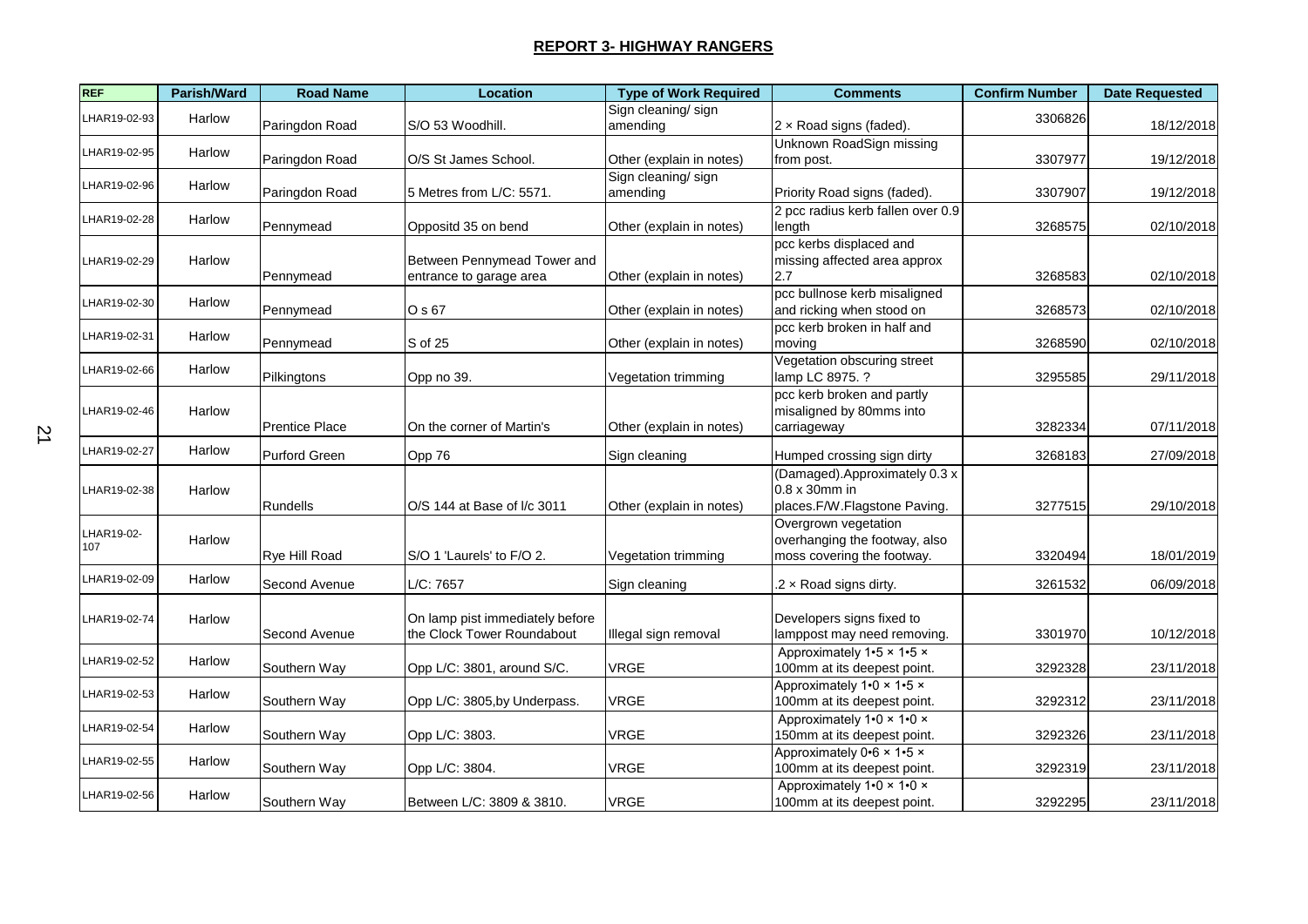## REPORT 3- HIGHWAY RANGERS

| REF | Parish/Ward | Road Name | Location | Type of Work Required | Comments | Confirm Number | Date Requested |
|---|---|---|---|---|---|---|---|
| LHAR19-02-93 | Harlow | Paringdon Road | S/O 53 Woodhill. | Sign cleaning/ sign amending | 2 × Road signs (faded). | 3306826 | 18/12/2018 |
| LHAR19-02-95 | Harlow | Paringdon Road | O/S St James School. | Other (explain in notes) | Unknown RoadSign missing from post. | 3307977 | 19/12/2018 |
| LHAR19-02-96 | Harlow | Paringdon Road | 5 Metres from L/C: 5571. | Sign cleaning/ sign amending | Priority Road signs (faded). | 3307907 | 19/12/2018 |
| LHAR19-02-28 | Harlow | Pennymead | Oppositd 35 on bend | Other (explain in notes) | 2 pcc radius kerb fallen over 0.9 length | 3268575 | 02/10/2018 |
| LHAR19-02-29 | Harlow | Pennymead | Between Pennymead Tower and entrance to garage area | Other (explain in notes) | pcc kerbs displaced and missing affected area approx 2.7 | 3268583 | 02/10/2018 |
| LHAR19-02-30 | Harlow | Pennymead | O s 67 | Other (explain in notes) | pcc bullnose kerb misaligned and ricking when stood on | 3268573 | 02/10/2018 |
| LHAR19-02-31 | Harlow | Pennymead | S of 25 | Other (explain in notes) | pcc kerb broken in half and moving | 3268590 | 02/10/2018 |
| LHAR19-02-66 | Harlow | Pilkingtons | Opp no 39. | Vegetation trimming | Vegetation obscuring street lamp LC 8975. ? | 3295585 | 29/11/2018 |
| LHAR19-02-46 | Harlow | Prentice Place | On the corner of Martin's | Other (explain in notes) | pcc kerb broken and partly misaligned by 80mms into carriageway | 3282334 | 07/11/2018 |
| LHAR19-02-27 | Harlow | Purford Green | Opp 76 | Sign cleaning | Humped crossing sign dirty | 3268183 | 27/09/2018 |
| LHAR19-02-38 | Harlow | Rundells | O/S 144 at Base of l/c 3011 | Other (explain in notes) | (Damaged).Approximately 0.3 x 0.8 x 30mm in places.F/W.Flagstone Paving. | 3277515 | 29/10/2018 |
| LHAR19-02-107 | Harlow | Rye Hill Road | S/O 1 'Laurels' to F/O 2. | Vegetation trimming | Overgrown vegetation overhanging the footway, also moss covering the footway. | 3320494 | 18/01/2019 |
| LHAR19-02-09 | Harlow | Second Avenue | L/C: 7657 | Sign cleaning | .2 × Road signs dirty. | 3261532 | 06/09/2018 |
| LHAR19-02-74 | Harlow | Second Avenue | On lamp pist immediately before the Clock Tower Roundabout | Illegal sign removal | Developers signs fixed to lamppost may need removing. | 3301970 | 10/12/2018 |
| LHAR19-02-52 | Harlow | Southern Way | Opp L/C: 3801, around S/C. | VRGE | Approximately 1•5 × 1•5 × 100mm at its deepest point. | 3292328 | 23/11/2018 |
| LHAR19-02-53 | Harlow | Southern Way | Opp L/C: 3805,by Underpass. | VRGE | Approximately 1•0 × 1•5 × 100mm at its deepest point. | 3292312 | 23/11/2018 |
| LHAR19-02-54 | Harlow | Southern Way | Opp L/C: 3803. | VRGE | Approximately 1•0 × 1•0 × 150mm at its deepest point. | 3292326 | 23/11/2018 |
| LHAR19-02-55 | Harlow | Southern Way | Opp L/C: 3804. | VRGE | Approximately 0•6 × 1•5 × 100mm at its deepest point. | 3292319 | 23/11/2018 |
| LHAR19-02-56 | Harlow | Southern Way | Between L/C: 3809 & 3810. | VRGE | Approximately 1•0 × 1•0 × 100mm at its deepest point. | 3292295 | 23/11/2018 |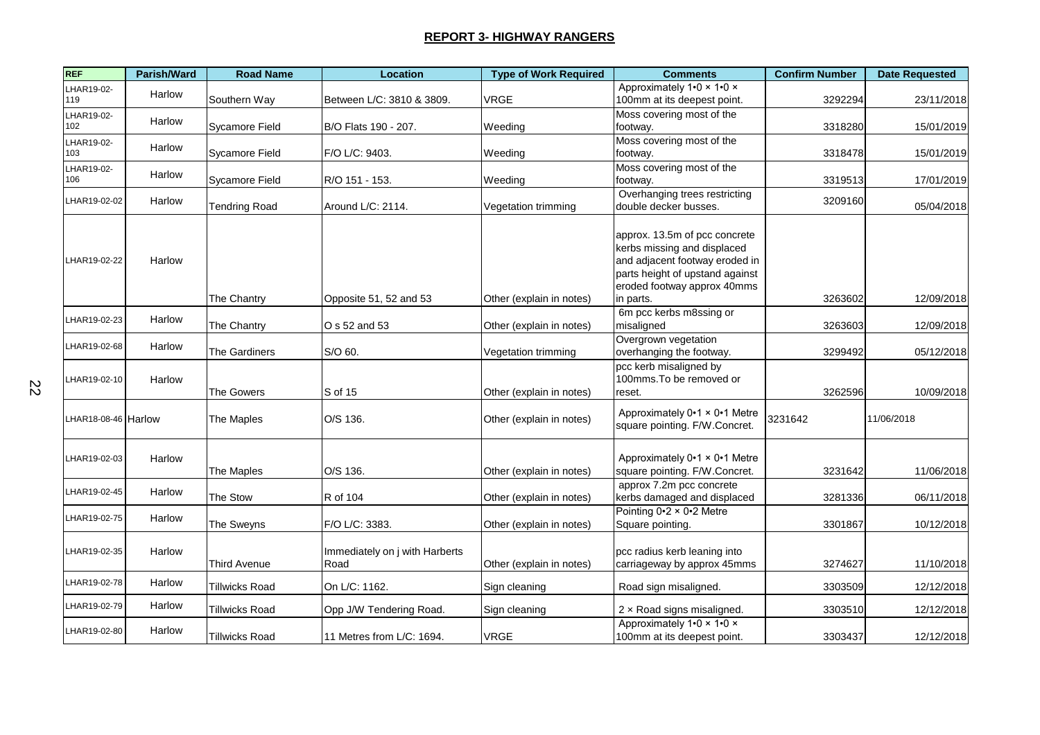## REPORT 3- HIGHWAY RANGERS

| REF | Parish/Ward | Road Name | Location | Type of Work Required | Comments | Confirm Number | Date Requested |
|---|---|---|---|---|---|---|---|
| LHAR19-02-119 | Harlow | Southern Way | Between L/C: 3810 & 3809. | VRGE | Approximately 1•0 × 1•0 × 100mm at its deepest point. | 3292294 | 23/11/2018 |
| LHAR19-02-102 | Harlow | Sycamore Field | B/O Flats 190 - 207. | Weeding | Moss covering most of the footway. | 3318280 | 15/01/2019 |
| LHAR19-02-103 | Harlow | Sycamore Field | F/O L/C: 9403. | Weeding | Moss covering most of the footway. | 3318478 | 15/01/2019 |
| LHAR19-02-106 | Harlow | Sycamore Field | R/O 151 - 153. | Weeding | Moss covering most of the footway. | 3319513 | 17/01/2019 |
| LHAR19-02-02 | Harlow | Tendring Road | Around L/C: 2114. | Vegetation trimming | Overhanging trees restricting double decker busses. | 3209160 | 05/04/2018 |
| LHAR19-02-22 | Harlow | The Chantry | Opposite 51, 52 and 53 | Other (explain in notes) | approx. 13.5m of pcc concrete kerbs missing and displaced and adjacent footway eroded in parts height of upstand against eroded footway approx 40mms in parts. | 3263602 | 12/09/2018 |
| LHAR19-02-23 | Harlow | The Chantry | O s 52 and 53 | Other (explain in notes) | 6m pcc kerbs m8ssing or misaligned | 3263603 | 12/09/2018 |
| LHAR19-02-68 | Harlow | The Gardiners | S/O 60. | Vegetation trimming | Overgrown vegetation overhanging the footway. | 3299492 | 05/12/2018 |
| LHAR19-02-10 | Harlow | The Gowers | S of 15 | Other (explain in notes) | pcc kerb misaligned by 100mms.To be removed or reset. | 3262596 | 10/09/2018 |
| LHAR18-08-46 | Harlow | The Maples | O/S 136. | Other (explain in notes) | Approximately 0•1 × 0•1 Metre square pointing. F/W.Concret. | 3231642 | 11/06/2018 |
| LHAR19-02-03 | Harlow | The Maples | O/S 136. | Other (explain in notes) | Approximately 0•1 × 0•1 Metre square pointing. F/W.Concret. | 3231642 | 11/06/2018 |
| LHAR19-02-45 | Harlow | The Stow | R of 104 | Other (explain in notes) | approx 7.2m pcc concrete kerbs damaged and displaced | 3281336 | 06/11/2018 |
| LHAR19-02-75 | Harlow | The Sweyns | F/O L/C: 3383. | Other (explain in notes) | Pointing 0•2 × 0•2 Metre Square pointing. | 3301867 | 10/12/2018 |
| LHAR19-02-35 | Harlow | Third Avenue | Immediately on j with Harberts Road | Other (explain in notes) | pcc radius kerb leaning into carriageway by approx 45mms | 3274627 | 11/10/2018 |
| LHAR19-02-78 | Harlow | Tillwicks Road | On L/C: 1162. | Sign cleaning | Road sign misaligned. | 3303509 | 12/12/2018 |
| LHAR19-02-79 | Harlow | Tillwicks Road | Opp J/W Tendering Road. | Sign cleaning | 2 × Road signs misaligned. | 3303510 | 12/12/2018 |
| LHAR19-02-80 | Harlow | Tillwicks Road | 11 Metres from L/C: 1694. | VRGE | Approximately 1•0 × 1•0 × 100mm at its deepest point. | 3303437 | 12/12/2018 |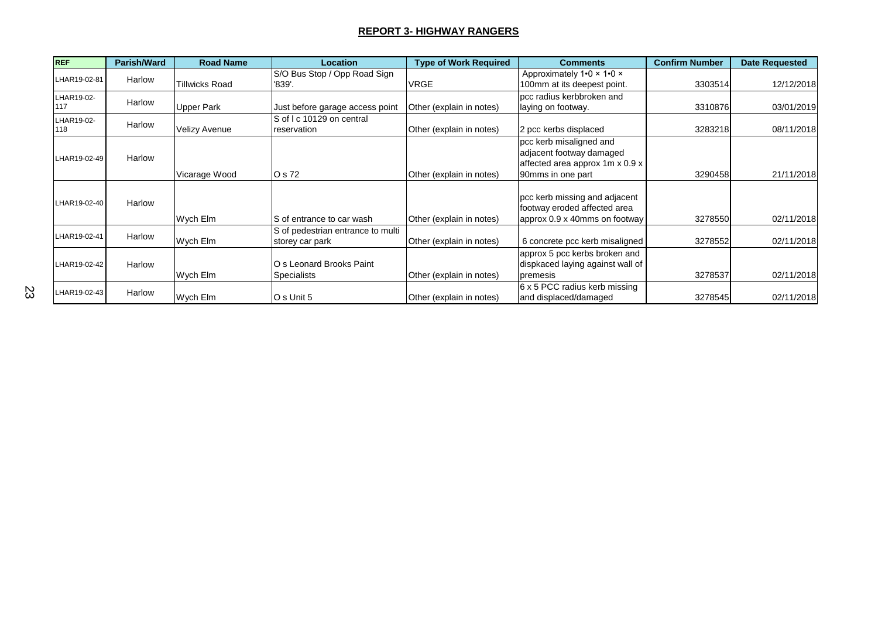## REPORT 3- HIGHWAY RANGERS

| REF | Parish/Ward | Road Name | Location | Type of Work Required | Comments | Confirm Number | Date Requested |
|---|---|---|---|---|---|---|---|
| LHAR19-02-81 | Harlow | Tillwicks Road | S/O Bus Stop / Opp Road Sign '839'. | VRGE | Approximately 1•0 × 1•0 × 100mm at its deepest point. | 3303514 | 12/12/2018 |
| LHAR19-02-117 | Harlow | Upper Park | Just before garage access point | Other (explain in notes) | pcc radius kerbbroken and laying on footway. | 3310876 | 03/01/2019 |
| LHAR19-02-118 | Harlow | Velizy Avenue | S of l c 10129 on central reservation | Other (explain in notes) | 2 pcc kerbs displaced | 3283218 | 08/11/2018 |
| LHAR19-02-49 | Harlow | Vicarage Wood | O s 72 | Other (explain in notes) | pcc kerb misaligned and adjacent footway damaged affected area approx 1m x 0.9 x 90mms in one part | 3290458 | 21/11/2018 |
| LHAR19-02-40 | Harlow | Wych Elm | S of entrance to car wash | Other (explain in notes) | pcc kerb missing and adjacent footway eroded affected area approx 0.9 x 40mms on footway | 3278550 | 02/11/2018 |
| LHAR19-02-41 | Harlow | Wych Elm | S of pedestrian entrance to multi storey car park | Other (explain in notes) | 6 concrete pcc kerb misaligned | 3278552 | 02/11/2018 |
| LHAR19-02-42 | Harlow | Wych Elm | O s Leonard Brooks Paint Specialists | Other (explain in notes) | approx 5 pcc kerbs broken and dispkaced laying against wall of premesis | 3278537 | 02/11/2018 |
| LHAR19-02-43 | Harlow | Wych Elm | O s Unit 5 | Other (explain in notes) | 6 x 5 PCC radius kerb missing and displaced/damaged | 3278545 | 02/11/2018 |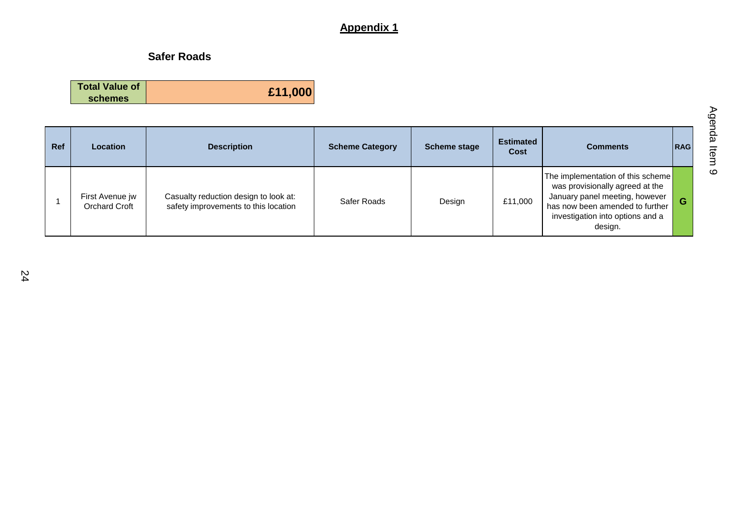## Appendix 1

### Safer Roads

| Total Value of schemes | £11,000 |
|---|---|

| Ref | Location | Description | Scheme Category | Scheme stage | Estimated Cost | Comments | RAG |
|---|---|---|---|---|---|---|---|
| 1 | First Avenue jw Orchard Croft | Casualty reduction design to look at: safety improvements to this location | Safer Roads | Design | £11,000 | The implementation of this scheme was provisionally agreed at the January panel meeting, however has now been amended to further investigation into options and a design. | G |